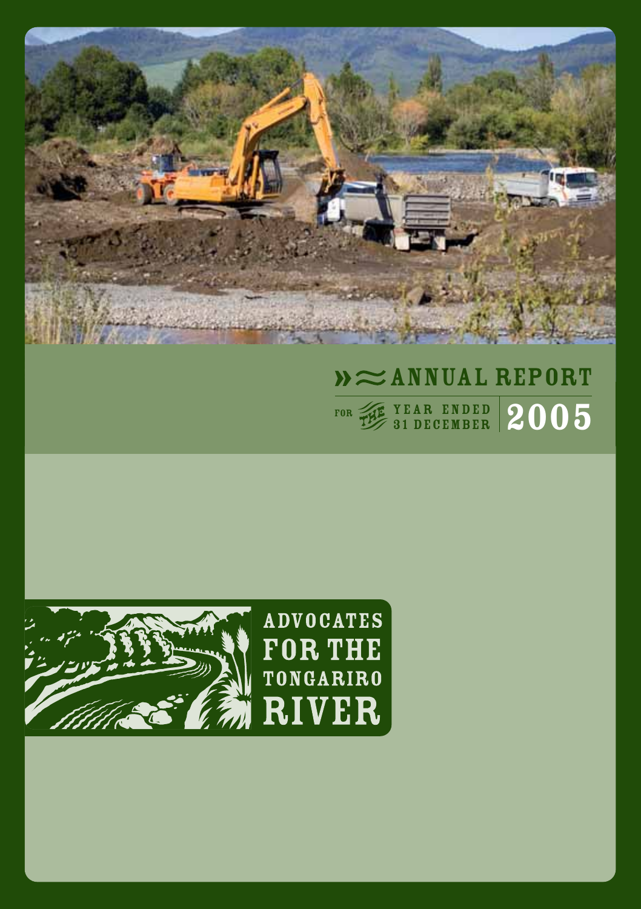# ANNUAL REPORT

FOR THE YEAR ENDED 31 DECEMBER **2005**

**ADVOCATES FOR THE TONGARIRO RIVER**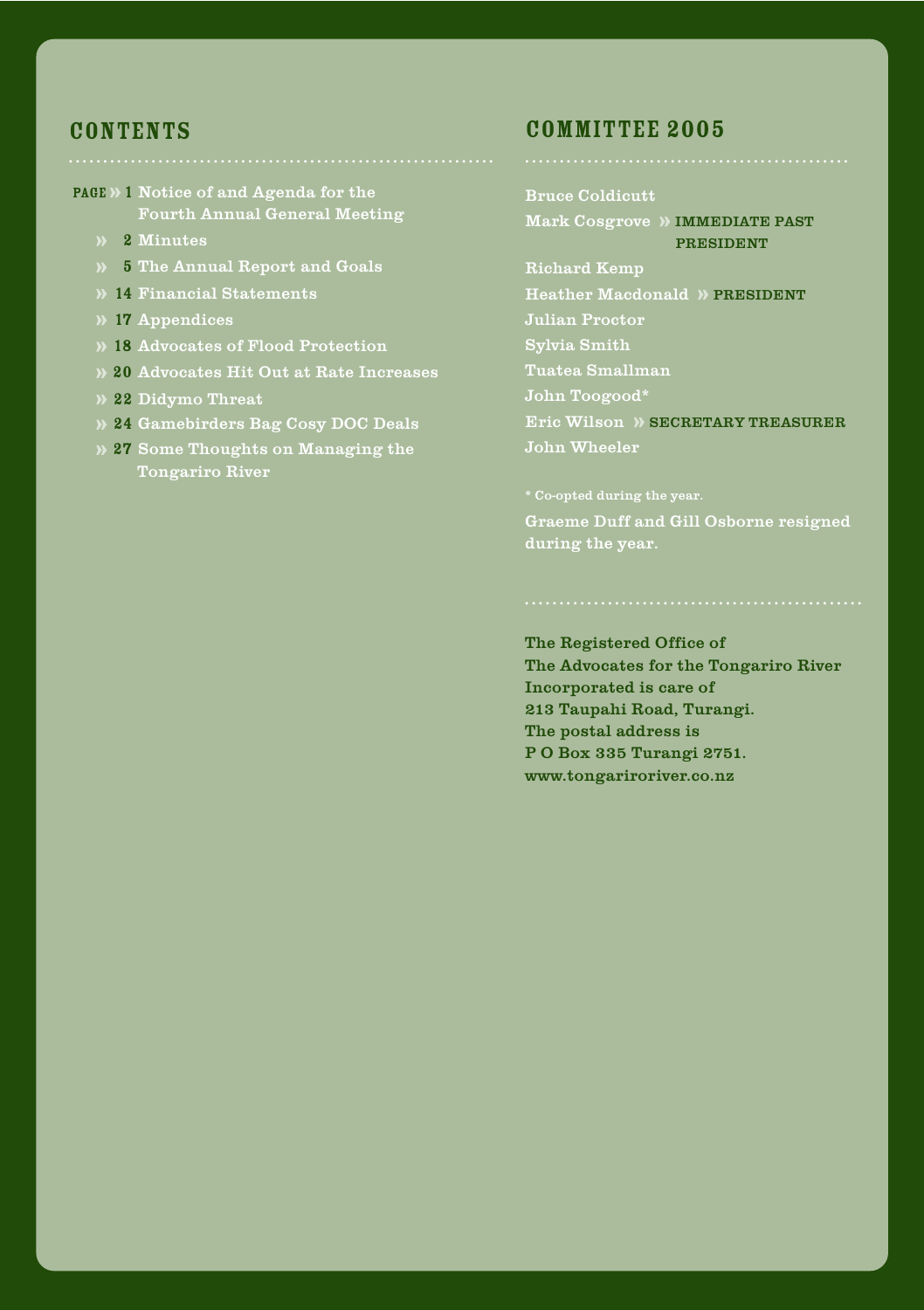## CONTENTS

| Page | |
|---|---|
| 1 | Notice of and Agenda for the Fourth Annual General Meeting |
| 2 | Minutes |
| 5 | The Annual Report and Goals |
| 14 | Financial Statements |
| 17 | Appendices |
| 18 | Advocates of Flood Protection |
| 20 | Advocates Hit Out at Rate Increases |
| 22 | Didymo Threat |
| 24 | Gamebirders Bag Cosy DOC Deals |
| 27 | Some Thoughts on Managing the Tongariro River |

## COMMITTEE 2005

Bruce Coldicutt
Mark Cosgrove » IMMEDIATE PAST PRESIDENT
Richard Kemp
Heather Macdonald » PRESIDENT
Julian Proctor
Sylvia Smith
Tuatea Smallman
John Toogood*
Eric Wilson » SECRETARY TREASURER
John Wheeler

\* Co-opted during the year.

Graeme Duff and Gill Osborne resigned during the year.

**The Registered Office of The Advocates for the Tongariro River Incorporated is care of 213 Taupahi Road, Turangi. The postal address is P O Box 335 Turangi 2751. www.tongaririver.co.nz**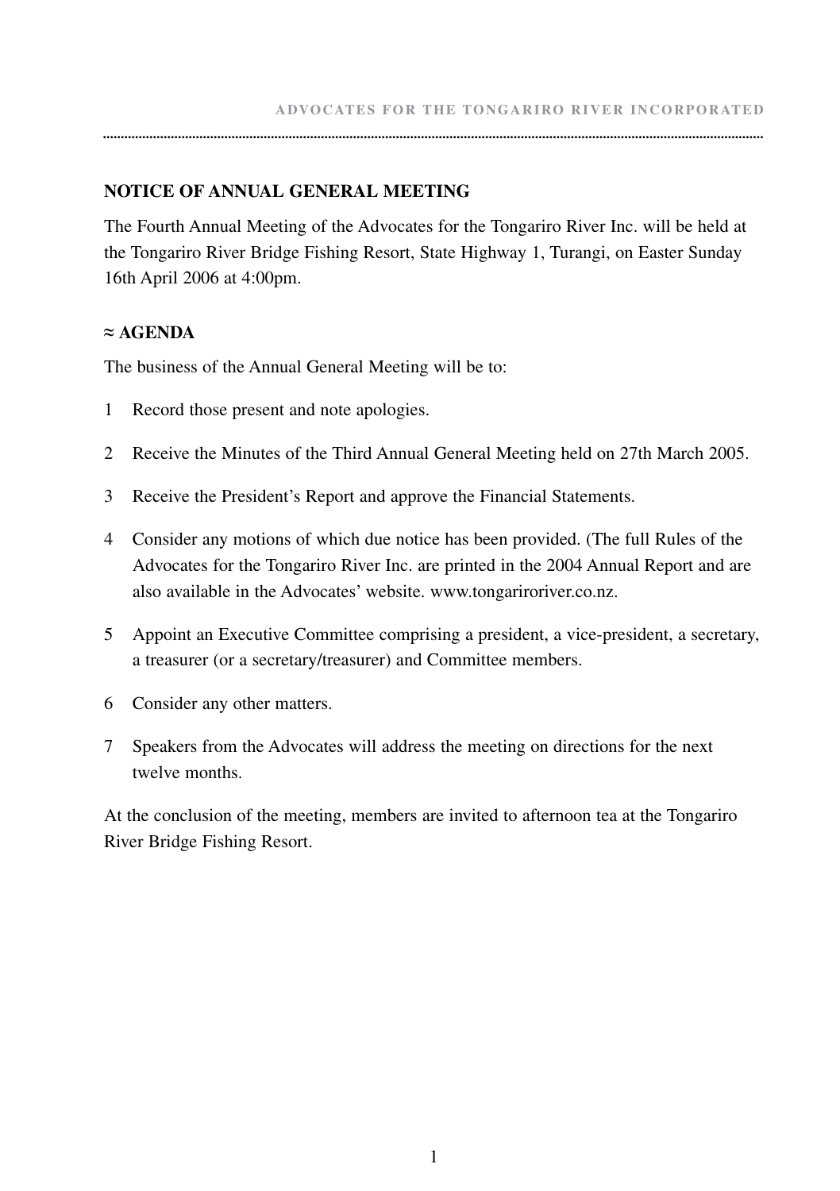## NOTICE OF ANNUAL GENERAL MEETING

The Fourth Annual Meeting of the Advocates for the Tongariro River Inc. will be held at the Tongariro River Bridge Fishing Resort, State Highway 1, Turangi, on Easter Sunday 16th April 2006 at 4:00pm.

### ≈ AGENDA

The business of the Annual General Meeting will be to:

1. Record those present and note apologies.
2. Receive the Minutes of the Third Annual General Meeting held on 27th March 2005.
3. Receive the President's Report and approve the Financial Statements.
4. Consider any motions of which due notice has been provided. (The full Rules of the Advocates for the Tongariro River Inc. are printed in the 2004 Annual Report and are also available in the Advocates' website. www.tongariroriver.co.nz.
5. Appoint an Executive Committee comprising a president, a vice-president, a secretary, a treasurer (or a secretary/treasurer) and Committee members.
6. Consider any other matters.
7. Speakers from the Advocates will address the meeting on directions for the next twelve months.

At the conclusion of the meeting, members are invited to afternoon tea at the Tongariro River Bridge Fishing Resort.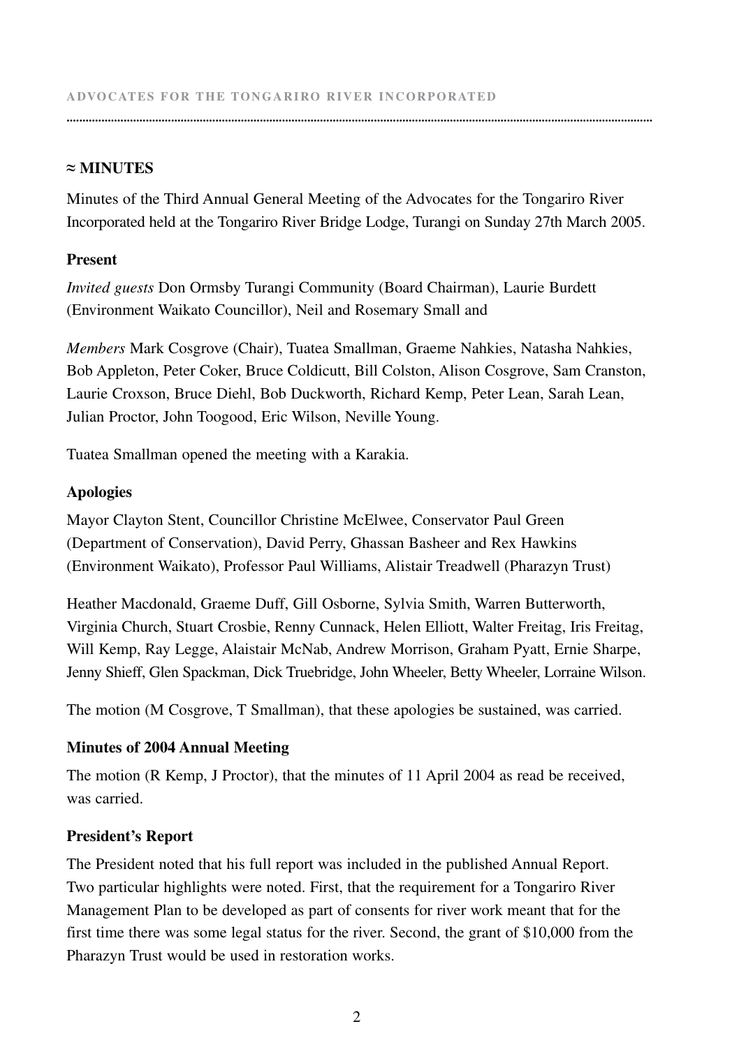## ≈ MINUTES

Minutes of the Third Annual General Meeting of the Advocates for the Tongariro River Incorporated held at the Tongariro River Bridge Lodge, Turangi on Sunday 27th March 2005.

### Present

*Invited guests* Don Ormsby Turangi Community (Board Chairman), Laurie Burdett (Environment Waikato Councillor), Neil and Rosemary Small and

*Members* Mark Cosgrove (Chair), Tuatea Smallman, Graeme Nahkies, Natasha Nahkies, Bob Appleton, Peter Coker, Bruce Coldicutt, Bill Colston, Alison Cosgrove, Sam Cranston, Laurie Croxson, Bruce Diehl, Bob Duckworth, Richard Kemp, Peter Lean, Sarah Lean, Julian Proctor, John Toogood, Eric Wilson, Neville Young.

Tuatea Smallman opened the meeting with a Karakia.

### Apologies

Mayor Clayton Stent, Councillor Christine McElwee, Conservator Paul Green (Department of Conservation), David Perry, Ghassan Basheer and Rex Hawkins (Environment Waikato), Professor Paul Williams, Alistair Treadwell (Pharazyn Trust)

Heather Macdonald, Graeme Duff, Gill Osborne, Sylvia Smith, Warren Butterworth, Virginia Church, Stuart Crosbie, Renny Cunnack, Helen Elliott, Walter Freitag, Iris Freitag, Will Kemp, Ray Legge, Alaistair McNab, Andrew Morrison, Graham Pyatt, Ernie Sharpe, Jenny Shieff, Glen Spackman, Dick Truebridge, John Wheeler, Betty Wheeler, Lorraine Wilson.

The motion (M Cosgrove, T Smallman), that these apologies be sustained, was carried.

### Minutes of 2004 Annual Meeting

The motion (R Kemp, J Proctor), that the minutes of 11 April 2004 as read be received, was carried.

### President's Report

The President noted that his full report was included in the published Annual Report. Two particular highlights were noted. First, that the requirement for a Tongariro River Management Plan to be developed as part of consents for river work meant that for the first time there was some legal status for the river. Second, the grant of $10,000 from the Pharazyn Trust would be used in restoration works.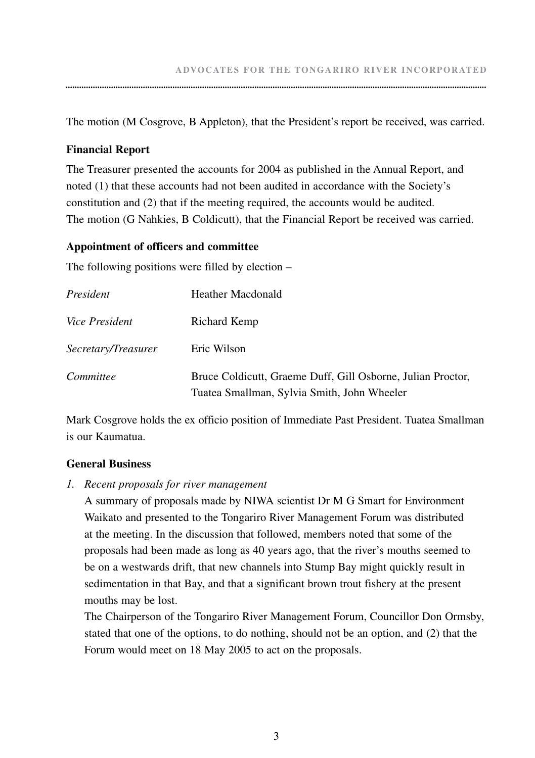The motion (M Cosgrove, B Appleton), that the President's report be received, was carried.

**Financial Report**

The Treasurer presented the accounts for 2004 as published in the Annual Report, and noted (1) that these accounts had not been audited in accordance with the Society's constitution and (2) that if the meeting required, the accounts would be audited.
The motion (G Nahkies, B Coldicutt), that the Financial Report be received was carried.

**Appointment of officers and committee**

The following positions were filled by election –

| | |
|---|---|
| *President* | Heather Macdonald |
| *Vice President* | Richard Kemp |
| *Secretary/Treasurer* | Eric Wilson |
| *Committee* | Bruce Coldicutt, Graeme Duff, Gill Osborne, Julian Proctor, Tuatea Smallman, Sylvia Smith, John Wheeler |

Mark Cosgrove holds the ex officio position of Immediate Past President. Tuatea Smallman is our Kaumatua.

**General Business**

1. *Recent proposals for river management*

   A summary of proposals made by NIWA scientist Dr M G Smart for Environment Waikato and presented to the Tongariro River Management Forum was distributed at the meeting. In the discussion that followed, members noted that some of the proposals had been made as long as 40 years ago, that the river's mouths seemed to be on a westwards drift, that new channels into Stump Bay might quickly result in sedimentation in that Bay, and that a significant brown trout fishery at the present mouths may be lost.

   The Chairperson of the Tongariro River Management Forum, Councillor Don Ormsby, stated that one of the options, to do nothing, should not be an option, and (2) that the Forum would meet on 18 May 2005 to act on the proposals.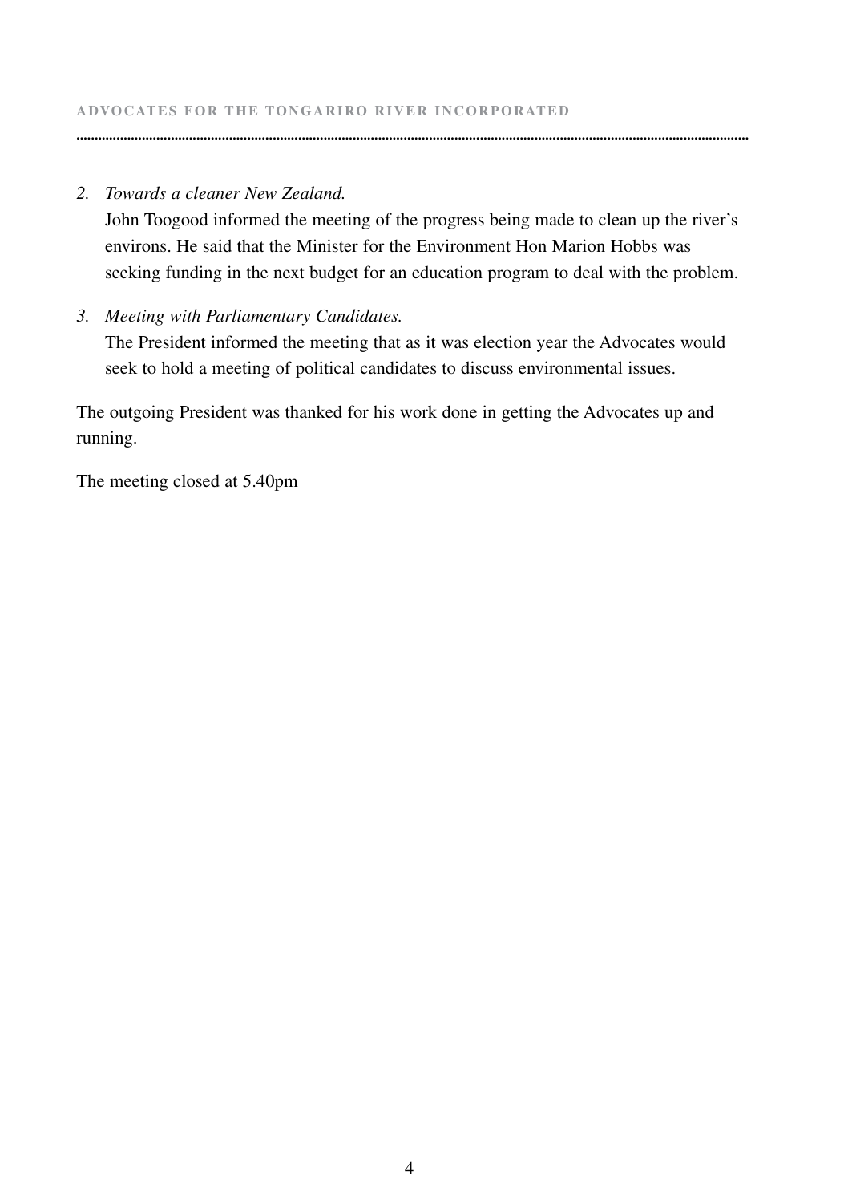2. *Towards a cleaner New Zealand.*
   John Toogood informed the meeting of the progress being made to clean up the river's environs. He said that the Minister for the Environment Hon Marion Hobbs was seeking funding in the next budget for an education program to deal with the problem.

3. *Meeting with Parliamentary Candidates.*
   The President informed the meeting that as it was election year the Advocates would seek to hold a meeting of political candidates to discuss environmental issues.

The outgoing President was thanked for his work done in getting the Advocates up and running.

The meeting closed at 5.40pm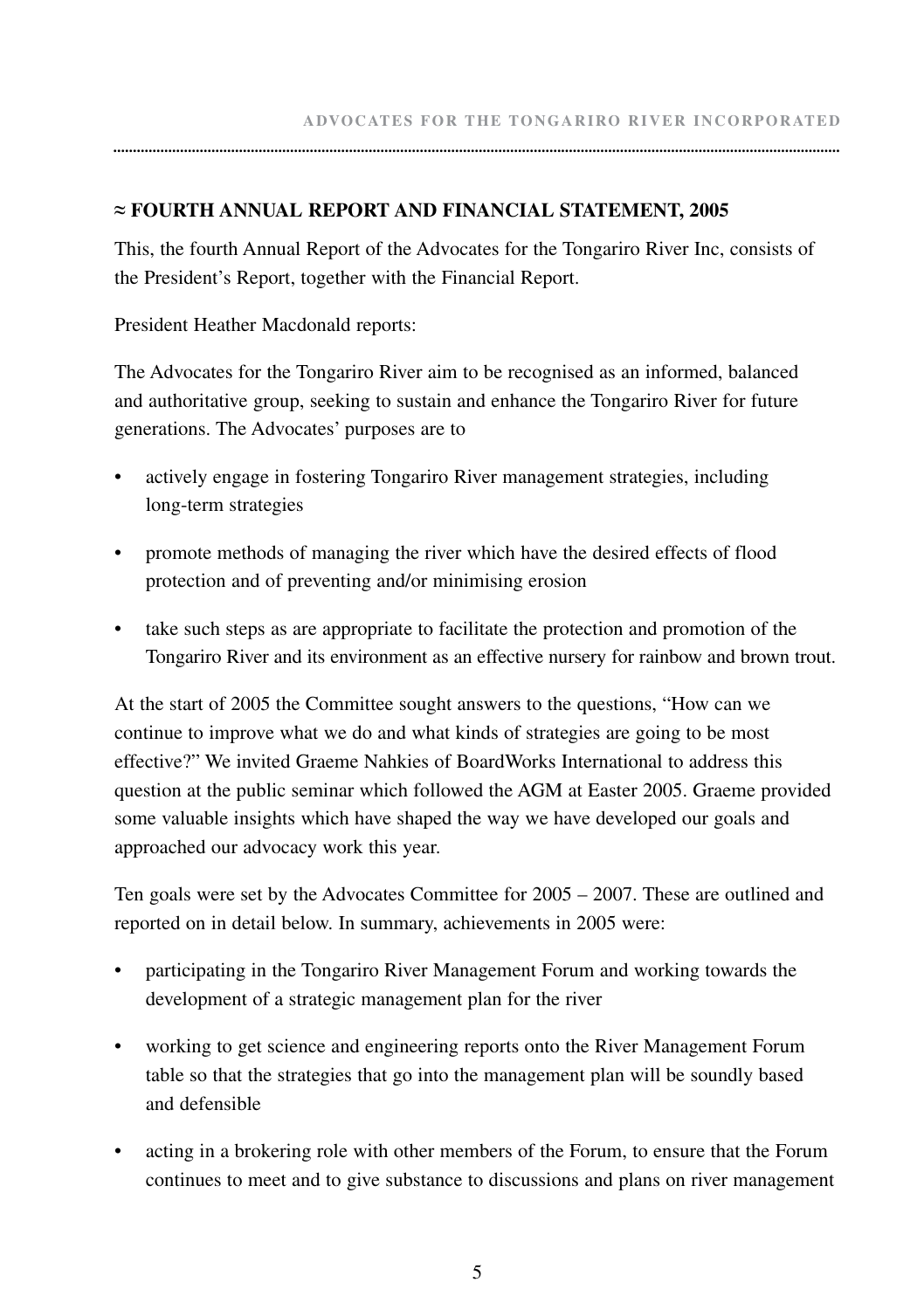## ≈ FOURTH ANNUAL REPORT AND FINANCIAL STATEMENT, 2005

This, the fourth Annual Report of the Advocates for the Tongariro River Inc, consists of the President's Report, together with the Financial Report.

President Heather Macdonald reports:

The Advocates for the Tongariro River aim to be recognised as an informed, balanced and authoritative group, seeking to sustain and enhance the Tongariro River for future generations. The Advocates' purposes are to

- actively engage in fostering Tongariro River management strategies, including long-term strategies
- promote methods of managing the river which have the desired effects of flood protection and of preventing and/or minimising erosion
- take such steps as are appropriate to facilitate the protection and promotion of the Tongariro River and its environment as an effective nursery for rainbow and brown trout.

At the start of 2005 the Committee sought answers to the questions, "How can we continue to improve what we do and what kinds of strategies are going to be most effective?" We invited Graeme Nahkies of BoardWorks International to address this question at the public seminar which followed the AGM at Easter 2005. Graeme provided some valuable insights which have shaped the way we have developed our goals and approached our advocacy work this year.

Ten goals were set by the Advocates Committee for 2005 – 2007. These are outlined and reported on in detail below. In summary, achievements in 2005 were:

- participating in the Tongariro River Management Forum and working towards the development of a strategic management plan for the river
- working to get science and engineering reports onto the River Management Forum table so that the strategies that go into the management plan will be soundly based and defensible
- acting in a brokering role with other members of the Forum, to ensure that the Forum continues to meet and to give substance to discussions and plans on river management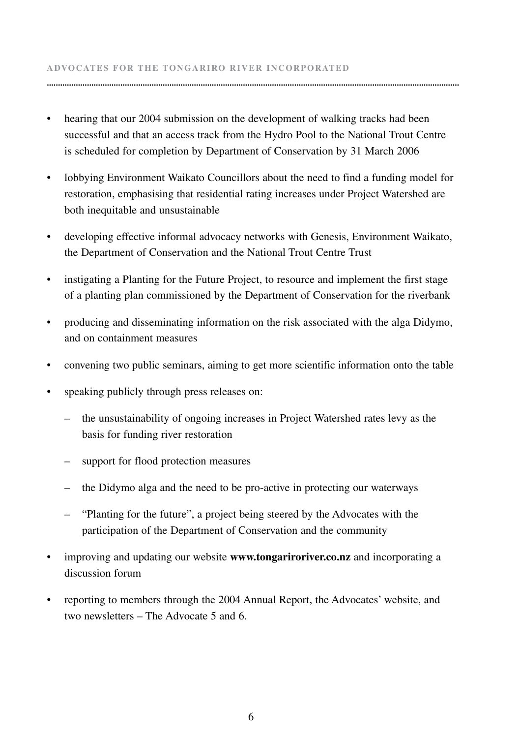- hearing that our 2004 submission on the development of walking tracks had been successful and that an access track from the Hydro Pool to the National Trout Centre is scheduled for completion by Department of Conservation by 31 March 2006
- lobbying Environment Waikato Councillors about the need to find a funding model for restoration, emphasising that residential rating increases under Project Watershed are both inequitable and unsustainable
- developing effective informal advocacy networks with Genesis, Environment Waikato, the Department of Conservation and the National Trout Centre Trust
- instigating a Planting for the Future Project, to resource and implement the first stage of a planting plan commissioned by the Department of Conservation for the riverbank
- producing and disseminating information on the risk associated with the alga Didymo, and on containment measures
- convening two public seminars, aiming to get more scientific information onto the table
- speaking publicly through press releases on:
  - the unsustainability of ongoing increases in Project Watershed rates levy as the basis for funding river restoration
  - support for flood protection measures
  - the Didymo alga and the need to be pro-active in protecting our waterways
  - "Planting for the future", a project being steered by the Advocates with the participation of the Department of Conservation and the community
- improving and updating our website **www.tongariroriver.co.nz** and incorporating a discussion forum
- reporting to members through the 2004 Annual Report, the Advocates' website, and two newsletters – The Advocate 5 and 6.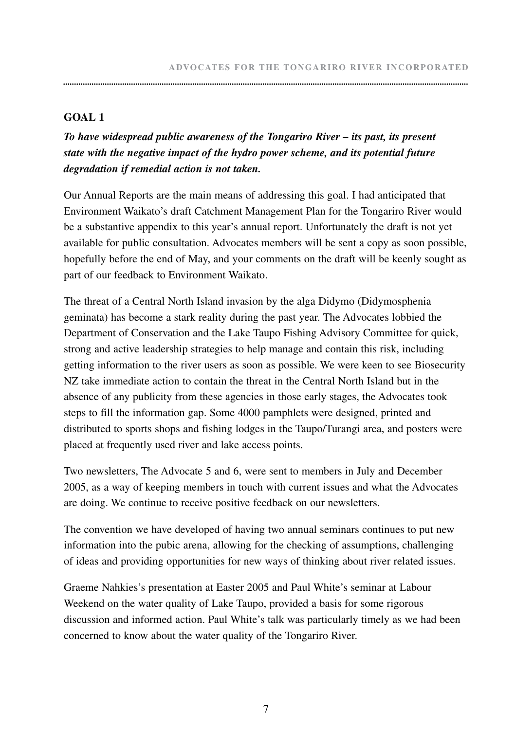## GOAL 1

***To have widespread public awareness of the Tongariro River – its past, its present state with the negative impact of the hydro power scheme, and its potential future degradation if remedial action is not taken.***

Our Annual Reports are the main means of addressing this goal. I had anticipated that Environment Waikato's draft Catchment Management Plan for the Tongariro River would be a substantive appendix to this year's annual report. Unfortunately the draft is not yet available for public consultation. Advocates members will be sent a copy as soon possible, hopefully before the end of May, and your comments on the draft will be keenly sought as part of our feedback to Environment Waikato.

The threat of a Central North Island invasion by the alga Didymo (Didymosphenia geminata) has become a stark reality during the past year. The Advocates lobbied the Department of Conservation and the Lake Taupo Fishing Advisory Committee for quick, strong and active leadership strategies to help manage and contain this risk, including getting information to the river users as soon as possible. We were keen to see Biosecurity NZ take immediate action to contain the threat in the Central North Island but in the absence of any publicity from these agencies in those early stages, the Advocates took steps to fill the information gap. Some 4000 pamphlets were designed, printed and distributed to sports shops and fishing lodges in the Taupo/Turangi area, and posters were placed at frequently used river and lake access points.

Two newsletters, The Advocate 5 and 6, were sent to members in July and December 2005, as a way of keeping members in touch with current issues and what the Advocates are doing. We continue to receive positive feedback on our newsletters.

The convention we have developed of having two annual seminars continues to put new information into the pubic arena, allowing for the checking of assumptions, challenging of ideas and providing opportunities for new ways of thinking about river related issues.

Graeme Nahkies's presentation at Easter 2005 and Paul White's seminar at Labour Weekend on the water quality of Lake Taupo, provided a basis for some rigorous discussion and informed action. Paul White's talk was particularly timely as we had been concerned to know about the water quality of the Tongariro River.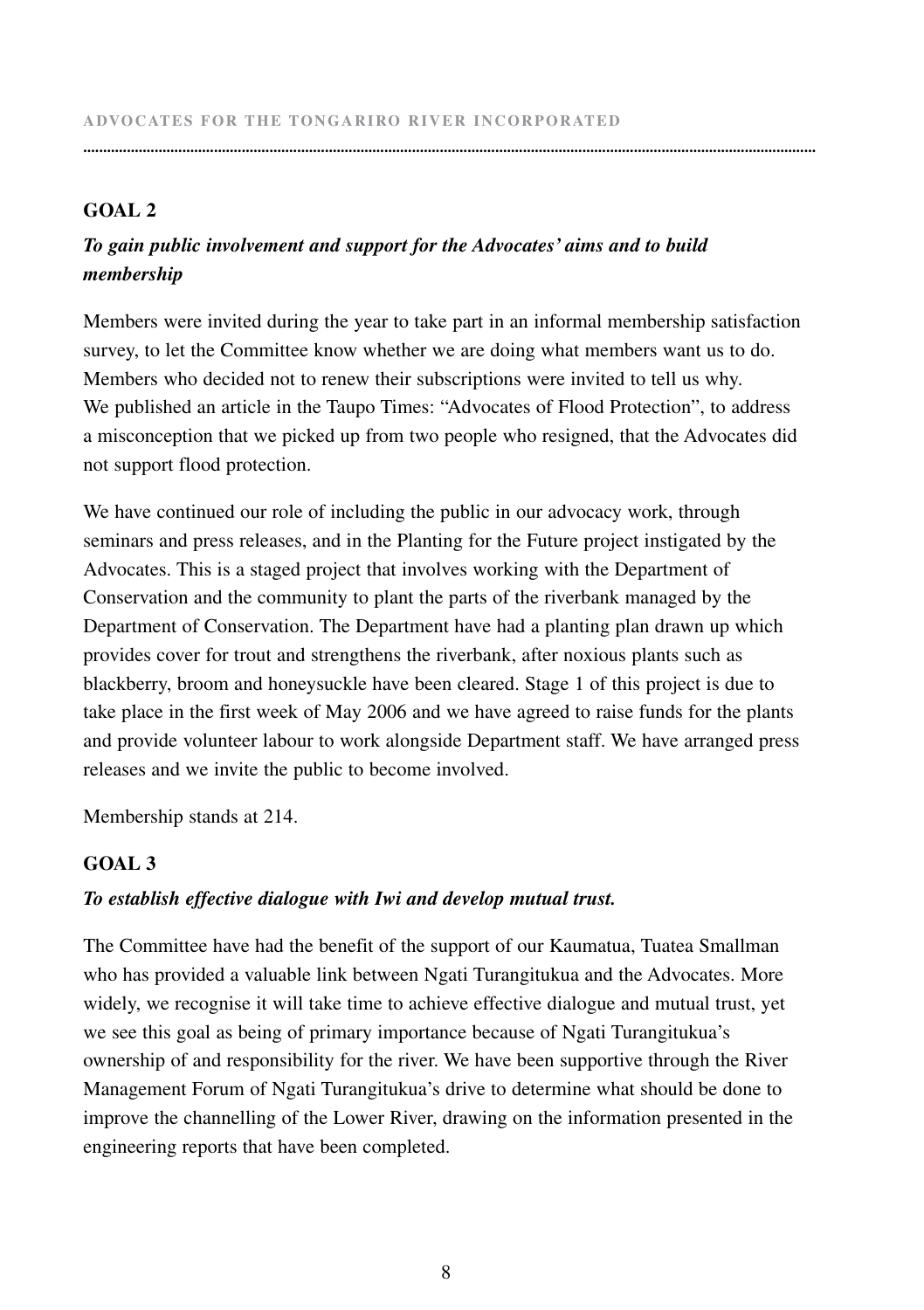## GOAL 2

***To gain public involvement and support for the Advocates' aims and to build membership***

Members were invited during the year to take part in an informal membership satisfaction survey, to let the Committee know whether we are doing what members want us to do. Members who decided not to renew their subscriptions were invited to tell us why. We published an article in the Taupo Times: "Advocates of Flood Protection", to address a misconception that we picked up from two people who resigned, that the Advocates did not support flood protection.

We have continued our role of including the public in our advocacy work, through seminars and press releases, and in the Planting for the Future project instigated by the Advocates. This is a staged project that involves working with the Department of Conservation and the community to plant the parts of the riverbank managed by the Department of Conservation. The Department have had a planting plan drawn up which provides cover for trout and strengthens the riverbank, after noxious plants such as blackberry, broom and honeysuckle have been cleared. Stage 1 of this project is due to take place in the first week of May 2006 and we have agreed to raise funds for the plants and provide volunteer labour to work alongside Department staff. We have arranged press releases and we invite the public to become involved.

Membership stands at 214.

## GOAL 3

***To establish effective dialogue with Iwi and develop mutual trust.***

The Committee have had the benefit of the support of our Kaumatua, Tuatea Smallman who has provided a valuable link between Ngati Turangitukua and the Advocates. More widely, we recognise it will take time to achieve effective dialogue and mutual trust, yet we see this goal as being of primary importance because of Ngati Turangitukua's ownership of and responsibility for the river. We have been supportive through the River Management Forum of Ngati Turangitukua's drive to determine what should be done to improve the channelling of the Lower River, drawing on the information presented in the engineering reports that have been completed.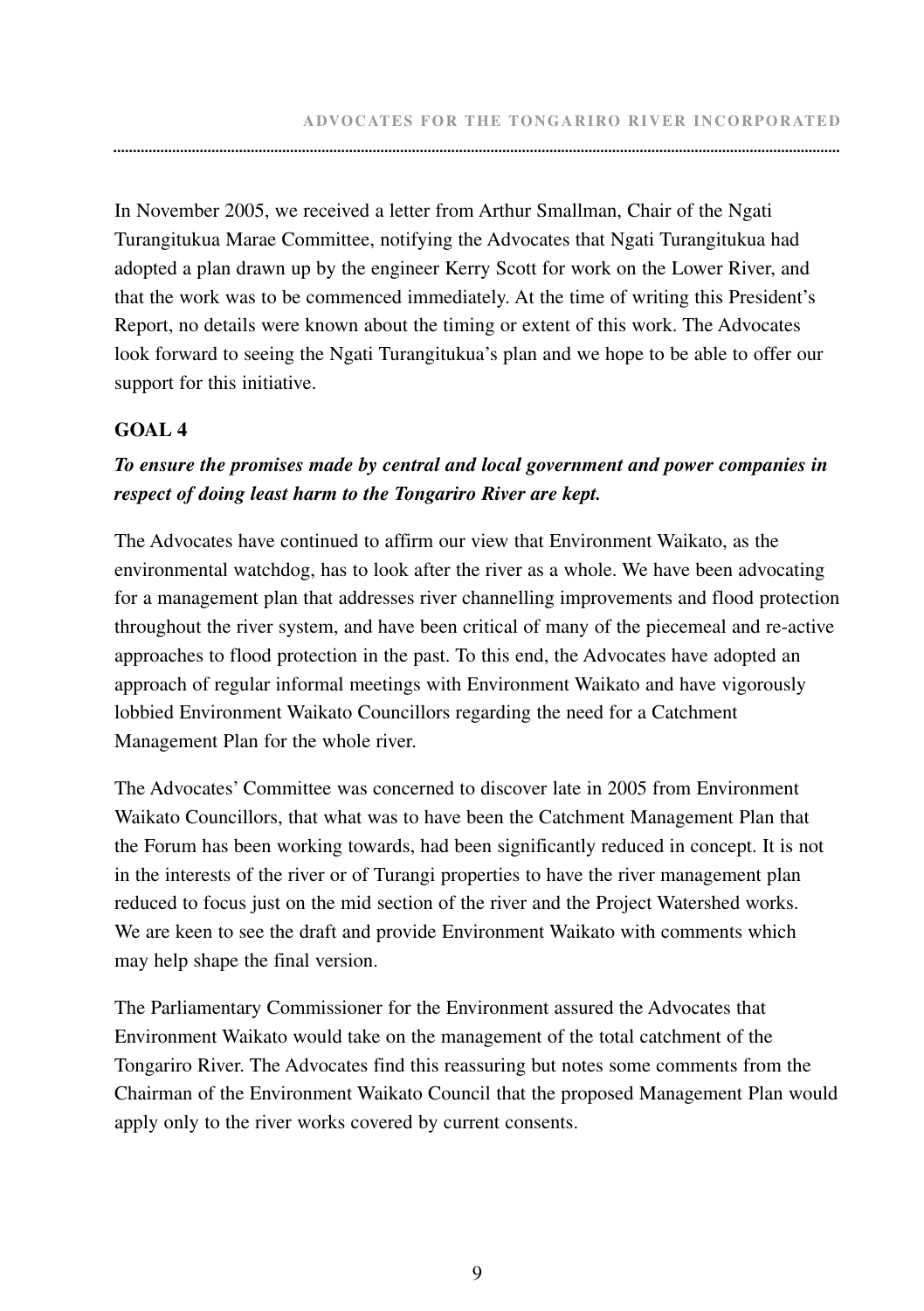In November 2005, we received a letter from Arthur Smallman, Chair of the Ngati Turangitukua Marae Committee, notifying the Advocates that Ngati Turangitukua had adopted a plan drawn up by the engineer Kerry Scott for work on the Lower River, and that the work was to be commenced immediately. At the time of writing this President's Report, no details were known about the timing or extent of this work. The Advocates look forward to seeing the Ngati Turangitukua's plan and we hope to be able to offer our support for this initiative.

## GOAL 4

***To ensure the promises made by central and local government and power companies in respect of doing least harm to the Tongariro River are kept.***

The Advocates have continued to affirm our view that Environment Waikato, as the environmental watchdog, has to look after the river as a whole. We have been advocating for a management plan that addresses river channelling improvements and flood protection throughout the river system, and have been critical of many of the piecemeal and re-active approaches to flood protection in the past. To this end, the Advocates have adopted an approach of regular informal meetings with Environment Waikato and have vigorously lobbied Environment Waikato Councillors regarding the need for a Catchment Management Plan for the whole river.

The Advocates' Committee was concerned to discover late in 2005 from Environment Waikato Councillors, that what was to have been the Catchment Management Plan that the Forum has been working towards, had been significantly reduced in concept. It is not in the interests of the river or of Turangi properties to have the river management plan reduced to focus just on the mid section of the river and the Project Watershed works. We are keen to see the draft and provide Environment Waikato with comments which may help shape the final version.

The Parliamentary Commissioner for the Environment assured the Advocates that Environment Waikato would take on the management of the total catchment of the Tongariro River. The Advocates find this reassuring but notes some comments from the Chairman of the Environment Waikato Council that the proposed Management Plan would apply only to the river works covered by current consents.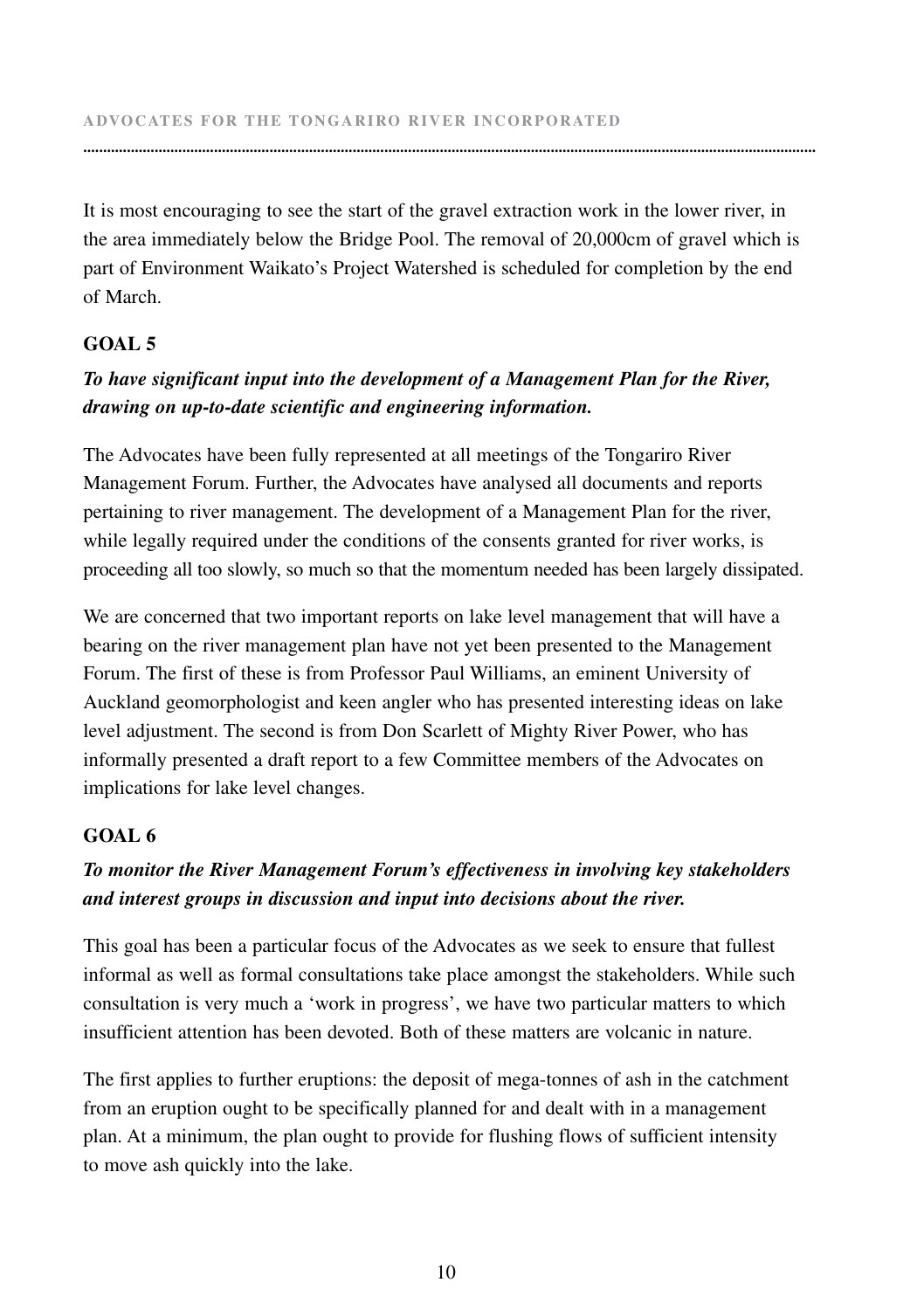It is most encouraging to see the start of the gravel extraction work in the lower river, in the area immediately below the Bridge Pool. The removal of 20,000cm of gravel which is part of Environment Waikato's Project Watershed is scheduled for completion by the end of March.

## GOAL 5

***To have significant input into the development of a Management Plan for the River, drawing on up-to-date scientific and engineering information.***

The Advocates have been fully represented at all meetings of the Tongariro River Management Forum. Further, the Advocates have analysed all documents and reports pertaining to river management. The development of a Management Plan for the river, while legally required under the conditions of the consents granted for river works, is proceeding all too slowly, so much so that the momentum needed has been largely dissipated.

We are concerned that two important reports on lake level management that will have a bearing on the river management plan have not yet been presented to the Management Forum. The first of these is from Professor Paul Williams, an eminent University of Auckland geomorphologist and keen angler who has presented interesting ideas on lake level adjustment. The second is from Don Scarlett of Mighty River Power, who has informally presented a draft report to a few Committee members of the Advocates on implications for lake level changes.

## GOAL 6

***To monitor the River Management Forum's effectiveness in involving key stakeholders and interest groups in discussion and input into decisions about the river.***

This goal has been a particular focus of the Advocates as we seek to ensure that fullest informal as well as formal consultations take place amongst the stakeholders. While such consultation is very much a 'work in progress', we have two particular matters to which insufficient attention has been devoted. Both of these matters are volcanic in nature.

The first applies to further eruptions: the deposit of mega-tonnes of ash in the catchment from an eruption ought to be specifically planned for and dealt with in a management plan. At a minimum, the plan ought to provide for flushing flows of sufficient intensity to move ash quickly into the lake.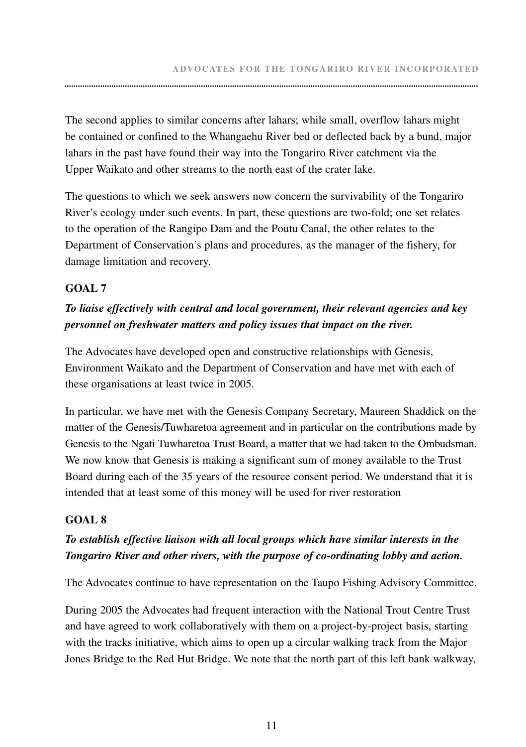The second applies to similar concerns after lahars; while small, overflow lahars might be contained or confined to the Whangaehu River bed or deflected back by a bund, major lahars in the past have found their way into the Tongariro River catchment via the Upper Waikato and other streams to the north east of the crater lake.

The questions to which we seek answers now concern the survivability of the Tongariro River's ecology under such events. In part, these questions are two-fold; one set relates to the operation of the Rangipo Dam and the Poutu Canal, the other relates to the Department of Conservation's plans and procedures, as the manager of the fishery, for damage limitation and recovery.

## GOAL 7

***To liaise effectively with central and local government, their relevant agencies and key personnel on freshwater matters and policy issues that impact on the river.***

The Advocates have developed open and constructive relationships with Genesis, Environment Waikato and the Department of Conservation and have met with each of these organisations at least twice in 2005.

In particular, we have met with the Genesis Company Secretary, Maureen Shaddick on the matter of the Genesis/Tuwharetoa agreement and in particular on the contributions made by Genesis to the Ngati Tuwharetoa Trust Board, a matter that we had taken to the Ombudsman. We now know that Genesis is making a significant sum of money available to the Trust Board during each of the 35 years of the resource consent period. We understand that it is intended that at least some of this money will be used for river restoration

## GOAL 8

***To establish effective liaison with all local groups which have similar interests in the Tongariro River and other rivers, with the purpose of co-ordinating lobby and action.***

The Advocates continue to have representation on the Taupo Fishing Advisory Committee.

During 2005 the Advocates had frequent interaction with the National Trout Centre Trust and have agreed to work collaboratively with them on a project-by-project basis, starting with the tracks initiative, which aims to open up a circular walking track from the Major Jones Bridge to the Red Hut Bridge. We note that the north part of this left bank walkway,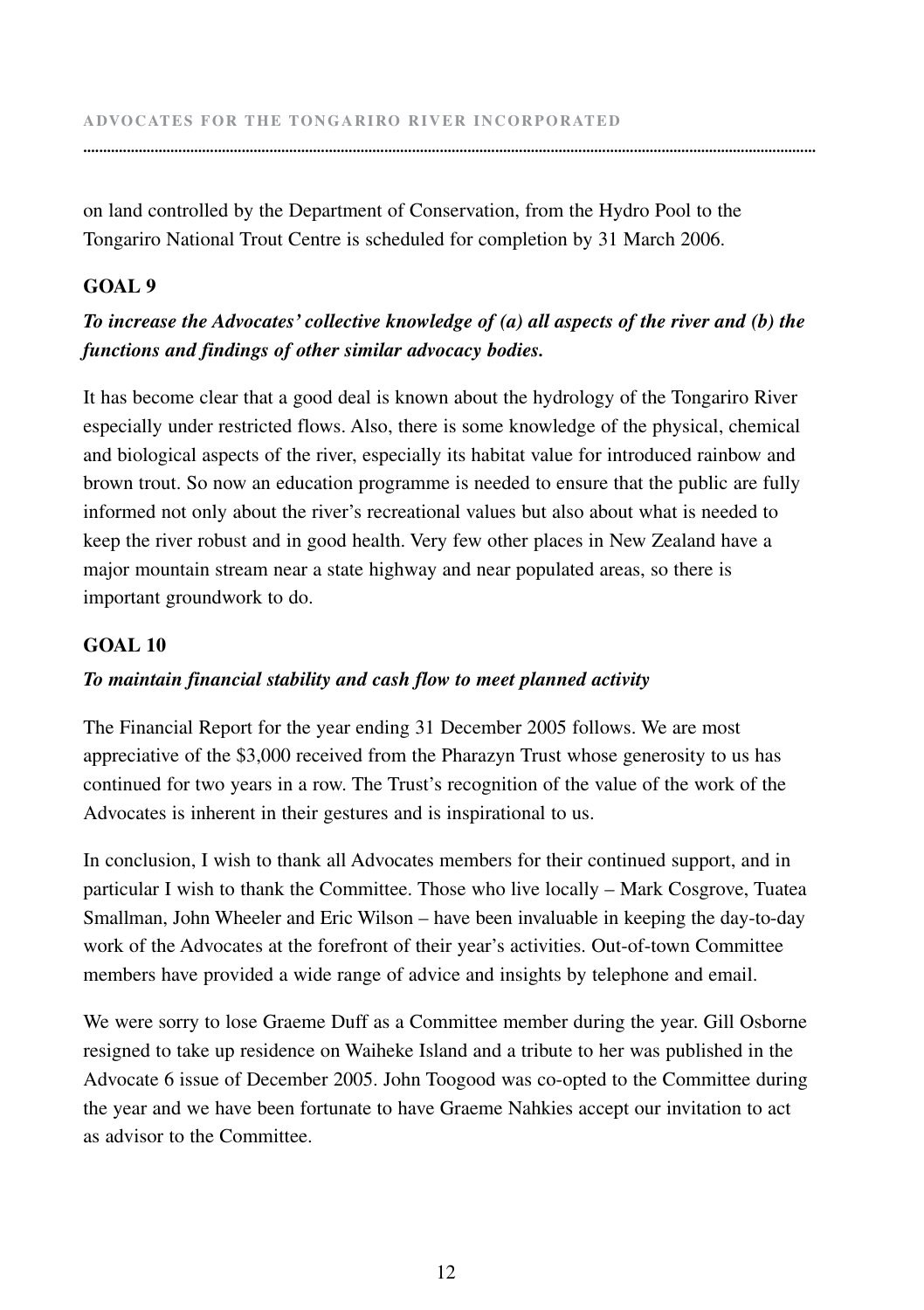on land controlled by the Department of Conservation, from the Hydro Pool to the Tongariro National Trout Centre is scheduled for completion by 31 March 2006.

### GOAL 9

***To increase the Advocates' collective knowledge of (a) all aspects of the river and (b) the functions and findings of other similar advocacy bodies.***

It has become clear that a good deal is known about the hydrology of the Tongariro River especially under restricted flows. Also, there is some knowledge of the physical, chemical and biological aspects of the river, especially its habitat value for introduced rainbow and brown trout. So now an education programme is needed to ensure that the public are fully informed not only about the river's recreational values but also about what is needed to keep the river robust and in good health. Very few other places in New Zealand have a major mountain stream near a state highway and near populated areas, so there is important groundwork to do.

### GOAL 10

***To maintain financial stability and cash flow to meet planned activity***

The Financial Report for the year ending 31 December 2005 follows. We are most appreciative of the $3,000 received from the Pharazyn Trust whose generosity to us has continued for two years in a row. The Trust's recognition of the value of the work of the Advocates is inherent in their gestures and is inspirational to us.

In conclusion, I wish to thank all Advocates members for their continued support, and in particular I wish to thank the Committee. Those who live locally – Mark Cosgrove, Tuatea Smallman, John Wheeler and Eric Wilson – have been invaluable in keeping the day-to-day work of the Advocates at the forefront of their year's activities. Out-of-town Committee members have provided a wide range of advice and insights by telephone and email.

We were sorry to lose Graeme Duff as a Committee member during the year. Gill Osborne resigned to take up residence on Waiheke Island and a tribute to her was published in the Advocate 6 issue of December 2005. John Toogood was co-opted to the Committee during the year and we have been fortunate to have Graeme Nahkies accept our invitation to act as advisor to the Committee.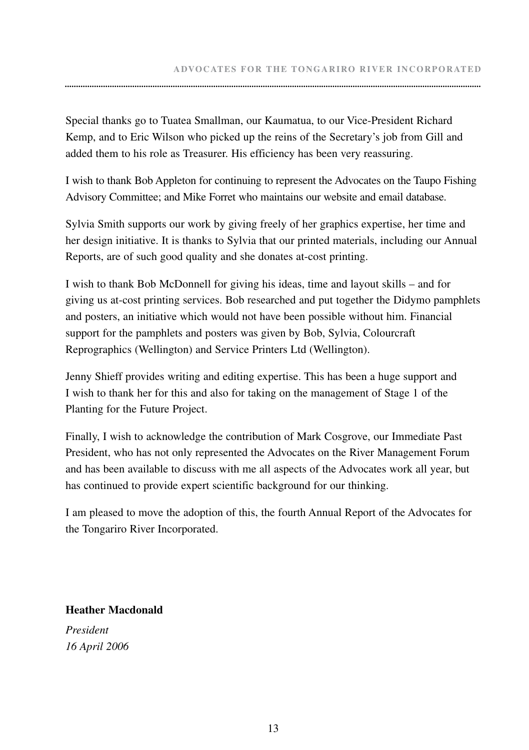Special thanks go to Tuatea Smallman, our Kaumatua, to our Vice-President Richard Kemp, and to Eric Wilson who picked up the reins of the Secretary's job from Gill and added them to his role as Treasurer. His efficiency has been very reassuring.

I wish to thank Bob Appleton for continuing to represent the Advocates on the Taupo Fishing Advisory Committee; and Mike Forret who maintains our website and email database.

Sylvia Smith supports our work by giving freely of her graphics expertise, her time and her design initiative. It is thanks to Sylvia that our printed materials, including our Annual Reports, are of such good quality and she donates at-cost printing.

I wish to thank Bob McDonnell for giving his ideas, time and layout skills – and for giving us at-cost printing services. Bob researched and put together the Didymo pamphlets and posters, an initiative which would not have been possible without him. Financial support for the pamphlets and posters was given by Bob, Sylvia, Colourcraft Reprographics (Wellington) and Service Printers Ltd (Wellington).

Jenny Shieff provides writing and editing expertise. This has been a huge support and I wish to thank her for this and also for taking on the management of Stage 1 of the Planting for the Future Project.

Finally, I wish to acknowledge the contribution of Mark Cosgrove, our Immediate Past President, who has not only represented the Advocates on the River Management Forum and has been available to discuss with me all aspects of the Advocates work all year, but has continued to provide expert scientific background for our thinking.

I am pleased to move the adoption of this, the fourth Annual Report of the Advocates for the Tongariro River Incorporated.

**Heather Macdonald**

*President*
*16 April 2006*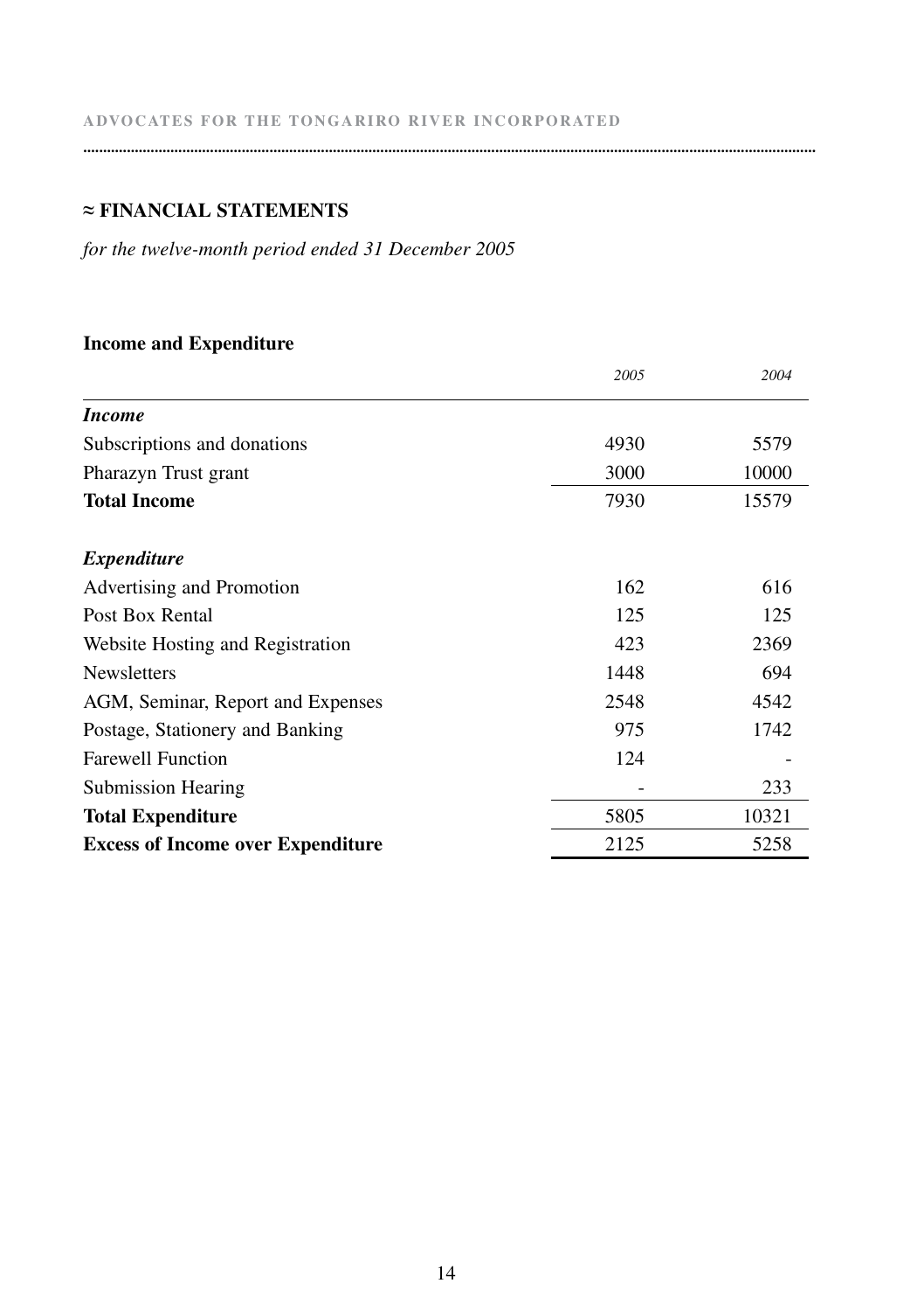## ≈ FINANCIAL STATEMENTS

*for the twelve-month period ended 31 December 2005*

### Income and Expenditure

| | *2005* | *2004* |
|---|---:|---:|
| ***Income*** | | |
| Subscriptions and donations | 4930 | 5579 |
| Pharazyn Trust grant | 3000 | 10000 |
| **Total Income** | 7930 | 15579 |
| | | |
| ***Expenditure*** | | |
| Advertising and Promotion | 162 | 616 |
| Post Box Rental | 125 | 125 |
| Website Hosting and Registration | 423 | 2369 |
| Newsletters | 1448 | 694 |
| AGM, Seminar, Report and Expenses | 2548 | 4542 |
| Postage, Stationery and Banking | 975 | 1742 |
| Farewell Function | 124 | - |
| Submission Hearing | - | 233 |
| **Total Expenditure** | 5805 | 10321 |
| **Excess of Income over Expenditure** | 2125 | 5258 |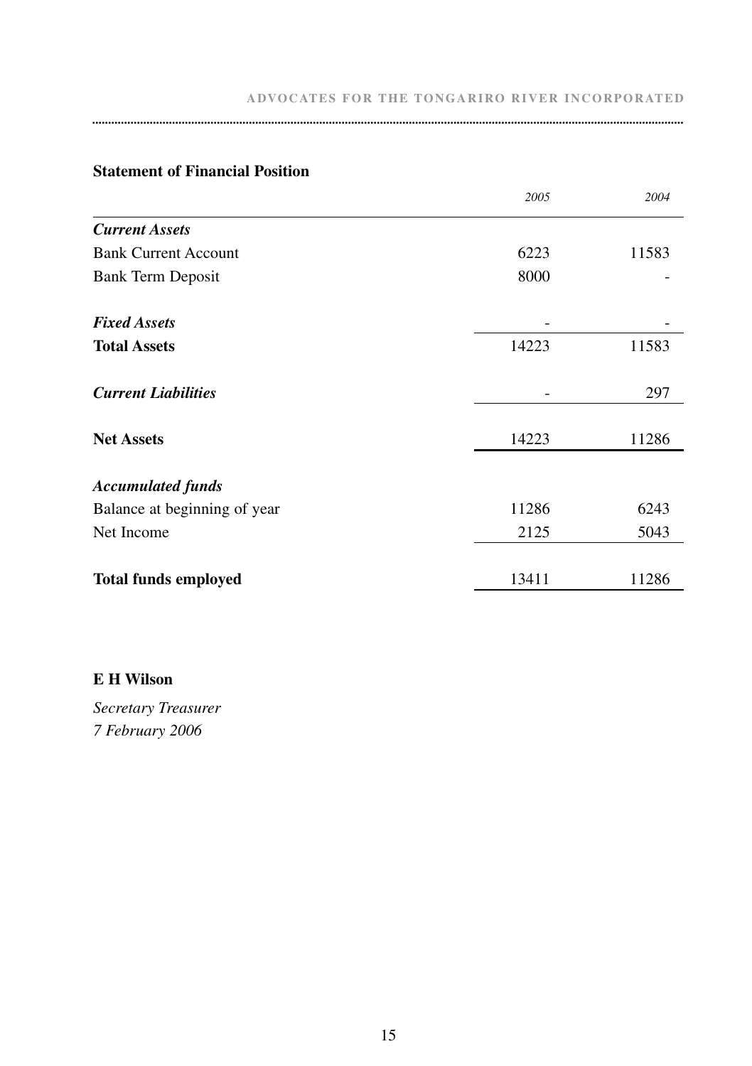## Statement of Financial Position

| | 2005 | 2004 |
|---|---|---|
| ***Current Assets*** | | |
| Bank Current Account | 6223 | 11583 |
| Bank Term Deposit | 8000 | - |
| | | |
| ***Fixed Assets*** | - | - |
| **Total Assets** | 14223 | 11583 |
| | | |
| ***Current Liabilities*** | - | 297 |
| | | |
| **Net Assets** | 14223 | 11286 |
| | | |
| ***Accumulated funds*** | | |
| Balance at beginning of year | 11286 | 6243 |
| Net Income | 2125 | 5043 |
| | | |
| **Total funds employed** | 13411 | 11286 |

**E H Wilson**

*Secretary Treasurer*
*7 February 2006*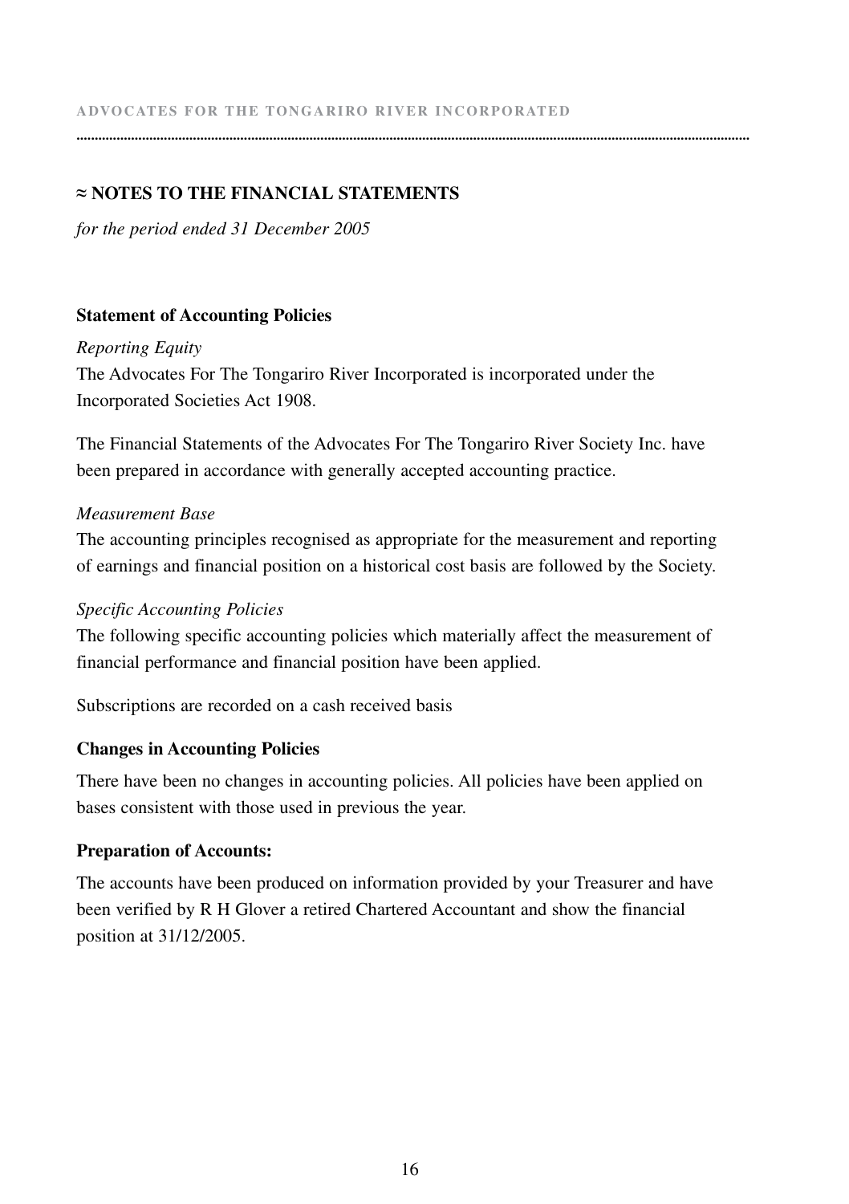## ≈ NOTES TO THE FINANCIAL STATEMENTS

*for the period ended 31 December 2005*

### Statement of Accounting Policies

*Reporting Equity*

The Advocates For The Tongariro River Incorporated is incorporated under the Incorporated Societies Act 1908.

The Financial Statements of the Advocates For The Tongariro River Society Inc. have been prepared in accordance with generally accepted accounting practice.

*Measurement Base*

The accounting principles recognised as appropriate for the measurement and reporting of earnings and financial position on a historical cost basis are followed by the Society.

*Specific Accounting Policies*

The following specific accounting policies which materially affect the measurement of financial performance and financial position have been applied.

Subscriptions are recorded on a cash received basis

### Changes in Accounting Policies

There have been no changes in accounting policies. All policies have been applied on bases consistent with those used in previous the year.

### Preparation of Accounts:

The accounts have been produced on information provided by your Treasurer and have been verified by R H Glover a retired Chartered Accountant and show the financial position at 31/12/2005.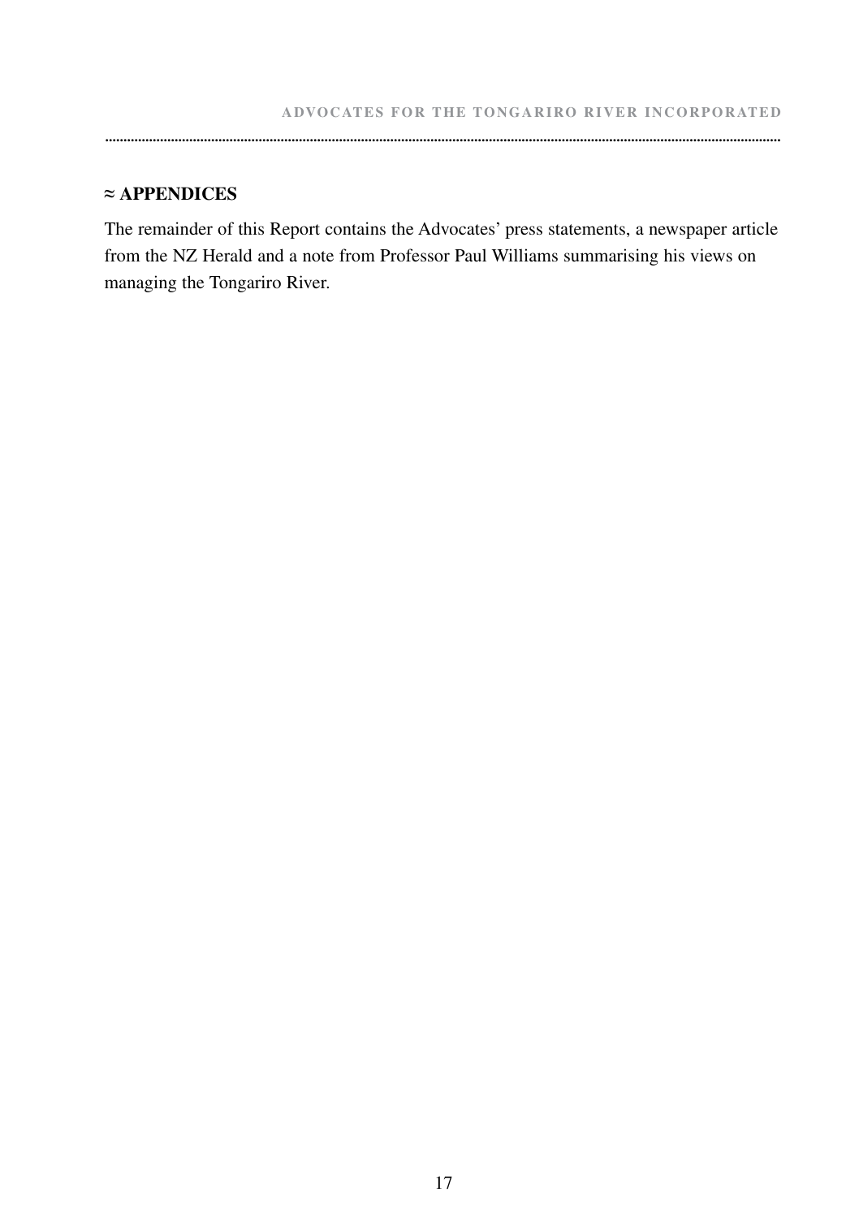## ≈ APPENDICES

The remainder of this Report contains the Advocates' press statements, a newspaper article from the NZ Herald and a note from Professor Paul Williams summarising his views on managing the Tongariro River.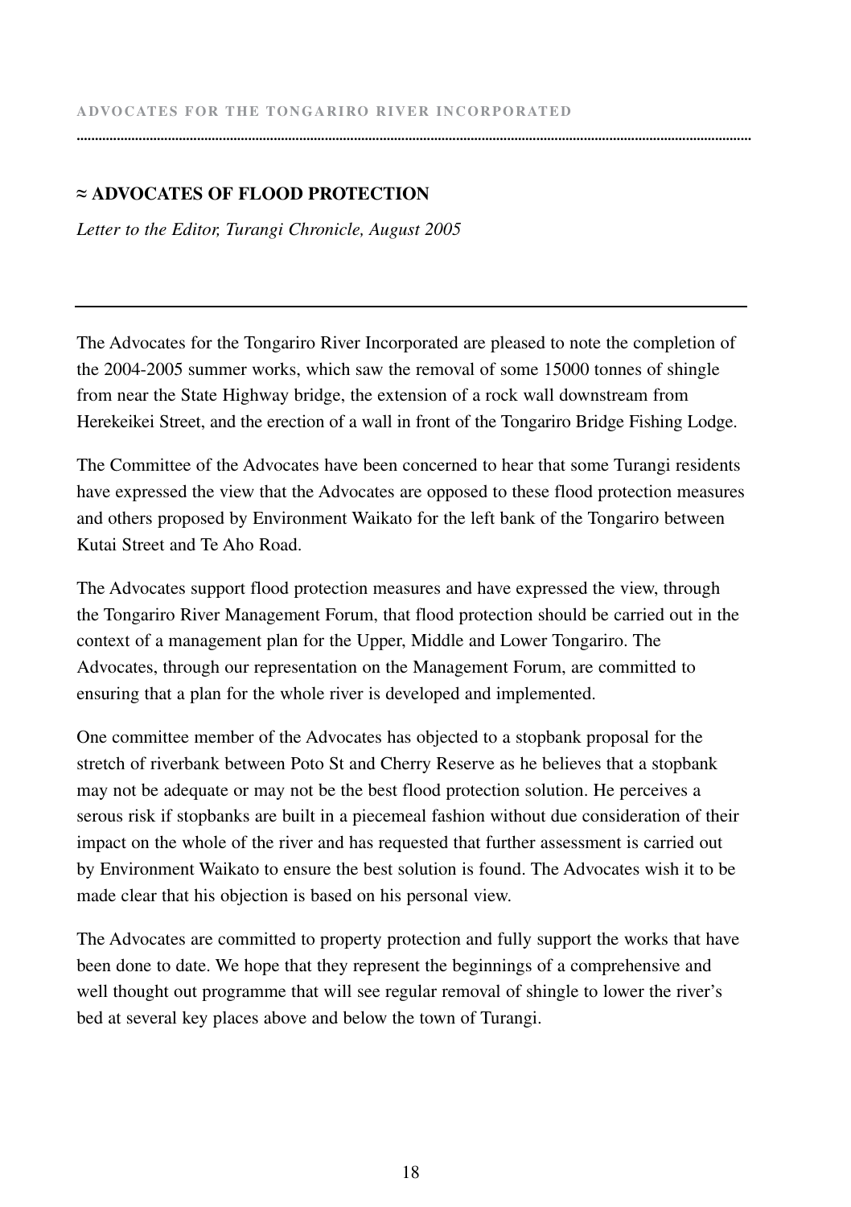## ≈ ADVOCATES OF FLOOD PROTECTION

*Letter to the Editor, Turangi Chronicle, August 2005*

---

The Advocates for the Tongariro River Incorporated are pleased to note the completion of the 2004-2005 summer works, which saw the removal of some 15000 tonnes of shingle from near the State Highway bridge, the extension of a rock wall downstream from Herekeikei Street, and the erection of a wall in front of the Tongariro Bridge Fishing Lodge.

The Committee of the Advocates have been concerned to hear that some Turangi residents have expressed the view that the Advocates are opposed to these flood protection measures and others proposed by Environment Waikato for the left bank of the Tongariro between Kutai Street and Te Aho Road.

The Advocates support flood protection measures and have expressed the view, through the Tongariro River Management Forum, that flood protection should be carried out in the context of a management plan for the Upper, Middle and Lower Tongariro. The Advocates, through our representation on the Management Forum, are committed to ensuring that a plan for the whole river is developed and implemented.

One committee member of the Advocates has objected to a stopbank proposal for the stretch of riverbank between Poto St and Cherry Reserve as he believes that a stopbank may not be adequate or may not be the best flood protection solution. He perceives a serous risk if stopbanks are built in a piecemeal fashion without due consideration of their impact on the whole of the river and has requested that further assessment is carried out by Environment Waikato to ensure the best solution is found. The Advocates wish it to be made clear that his objection is based on his personal view.

The Advocates are committed to property protection and fully support the works that have been done to date. We hope that they represent the beginnings of a comprehensive and well thought out programme that will see regular removal of shingle to lower the river's bed at several key places above and below the town of Turangi.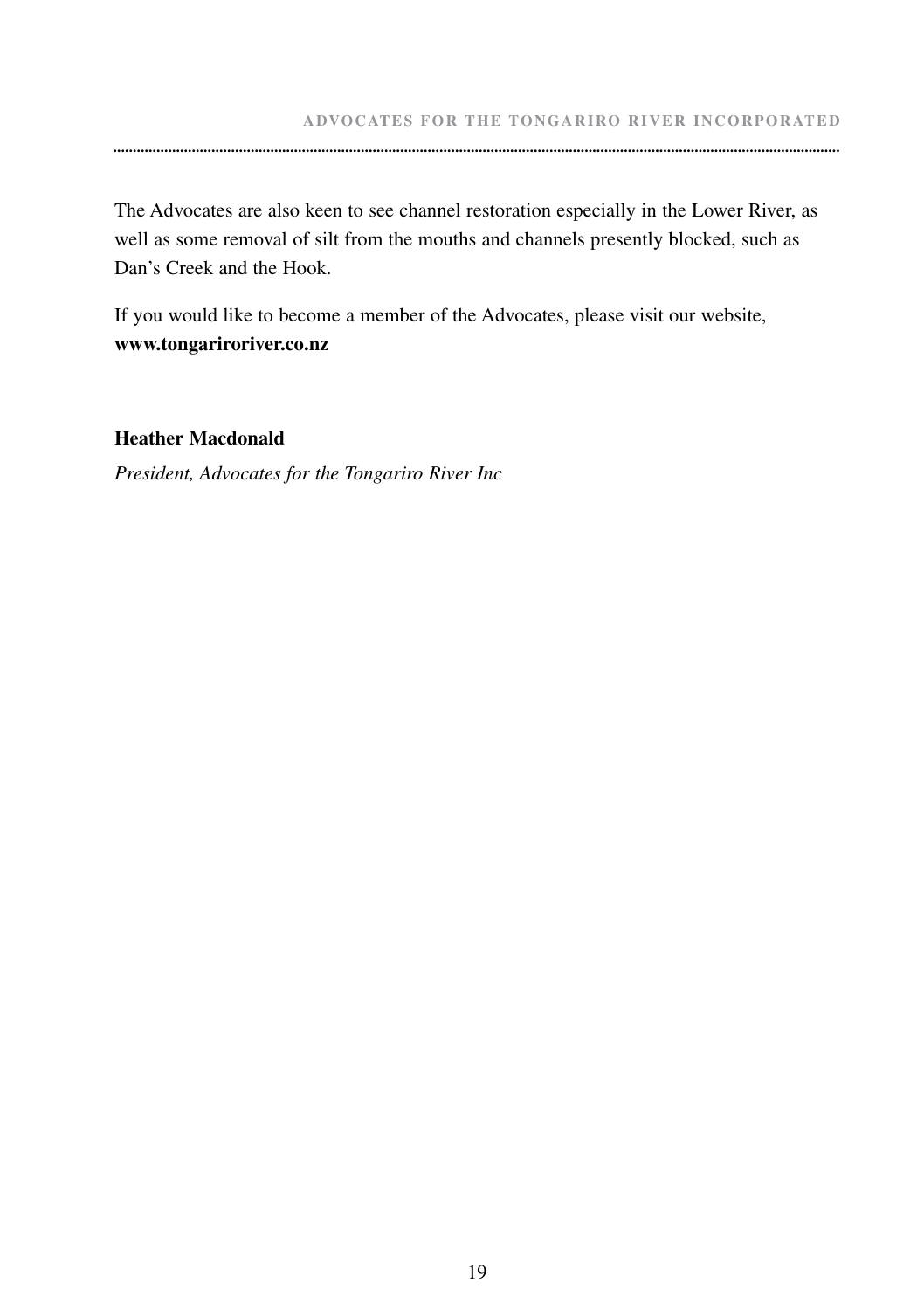The Advocates are also keen to see channel restoration especially in the Lower River, as well as some removal of silt from the mouths and channels presently blocked, such as Dan's Creek and the Hook.

If you would like to become a member of the Advocates, please visit our website, **www.tongariroriver.co.nz**

**Heather Macdonald**

*President, Advocates for the Tongariro River Inc*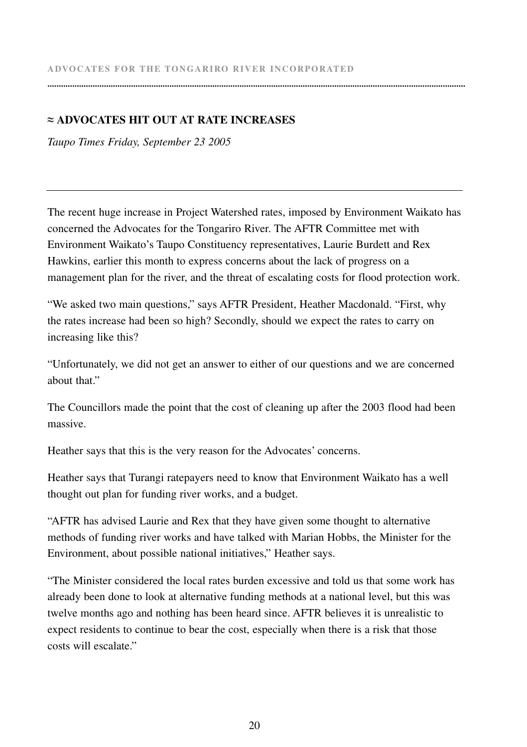## ≈ ADVOCATES HIT OUT AT RATE INCREASES

*Taupo Times Friday, September 23 2005*

---

The recent huge increase in Project Watershed rates, imposed by Environment Waikato has concerned the Advocates for the Tongariro River. The AFTR Committee met with Environment Waikato's Taupo Constituency representatives, Laurie Burdett and Rex Hawkins, earlier this month to express concerns about the lack of progress on a management plan for the river, and the threat of escalating costs for flood protection work.

"We asked two main questions," says AFTR President, Heather Macdonald. "First, why the rates increase had been so high? Secondly, should we expect the rates to carry on increasing like this?

"Unfortunately, we did not get an answer to either of our questions and we are concerned about that."

The Councillors made the point that the cost of cleaning up after the 2003 flood had been massive.

Heather says that this is the very reason for the Advocates' concerns.

Heather says that Turangi ratepayers need to know that Environment Waikato has a well thought out plan for funding river works, and a budget.

"AFTR has advised Laurie and Rex that they have given some thought to alternative methods of funding river works and have talked with Marian Hobbs, the Minister for the Environment, about possible national initiatives," Heather says.

"The Minister considered the local rates burden excessive and told us that some work has already been done to look at alternative funding methods at a national level, but this was twelve months ago and nothing has been heard since. AFTR believes it is unrealistic to expect residents to continue to bear the cost, especially when there is a risk that those costs will escalate."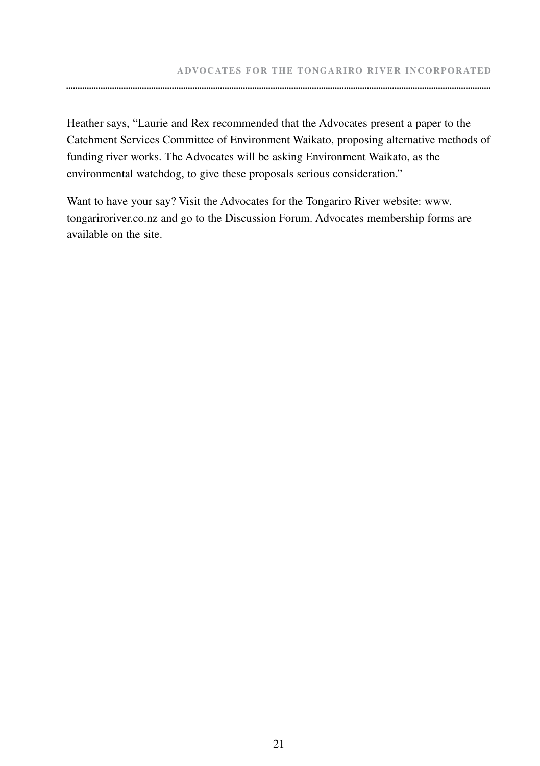Heather says, “Laurie and Rex recommended that the Advocates present a paper to the Catchment Services Committee of Environment Waikato, proposing alternative methods of funding river works. The Advocates will be asking Environment Waikato, as the environmental watchdog, to give these proposals serious consideration.”

Want to have your say? Visit the Advocates for the Tongariro River website: www.tongariroriver.co.nz and go to the Discussion Forum. Advocates membership forms are available on the site.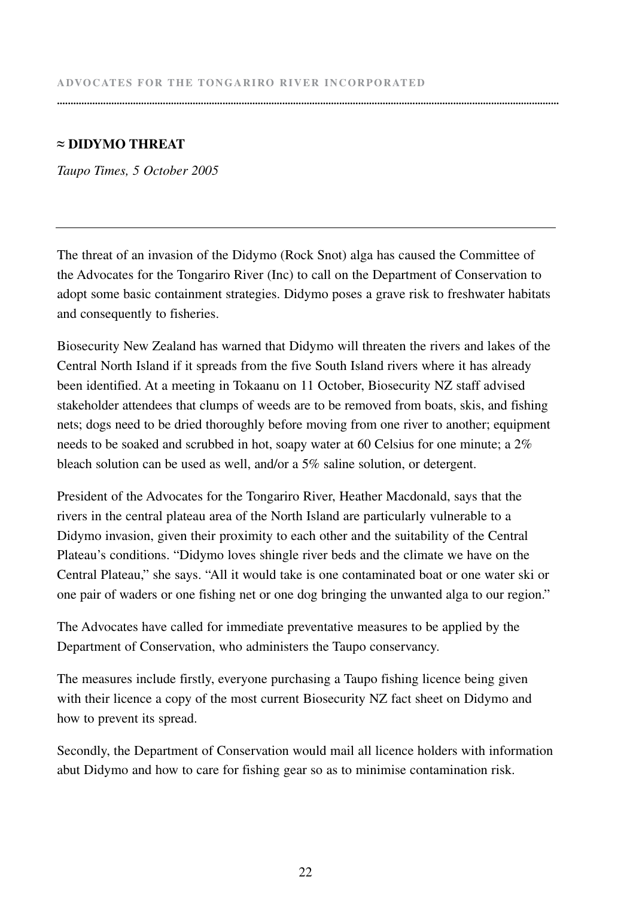## ≈ DIDYMO THREAT

*Taupo Times, 5 October 2005*

---

The threat of an invasion of the Didymo (Rock Snot) alga has caused the Committee of the Advocates for the Tongariro River (Inc) to call on the Department of Conservation to adopt some basic containment strategies. Didymo poses a grave risk to freshwater habitats and consequently to fisheries.

Biosecurity New Zealand has warned that Didymo will threaten the rivers and lakes of the Central North Island if it spreads from the five South Island rivers where it has already been identified. At a meeting in Tokaanu on 11 October, Biosecurity NZ staff advised stakeholder attendees that clumps of weeds are to be removed from boats, skis, and fishing nets; dogs need to be dried thoroughly before moving from one river to another; equipment needs to be soaked and scrubbed in hot, soapy water at 60 Celsius for one minute; a 2% bleach solution can be used as well, and/or a 5% saline solution, or detergent.

President of the Advocates for the Tongariro River, Heather Macdonald, says that the rivers in the central plateau area of the North Island are particularly vulnerable to a Didymo invasion, given their proximity to each other and the suitability of the Central Plateau's conditions. "Didymo loves shingle river beds and the climate we have on the Central Plateau," she says. "All it would take is one contaminated boat or one water ski or one pair of waders or one fishing net or one dog bringing the unwanted alga to our region."

The Advocates have called for immediate preventative measures to be applied by the Department of Conservation, who administers the Taupo conservancy.

The measures include firstly, everyone purchasing a Taupo fishing licence being given with their licence a copy of the most current Biosecurity NZ fact sheet on Didymo and how to prevent its spread.

Secondly, the Department of Conservation would mail all licence holders with information abut Didymo and how to care for fishing gear so as to minimise contamination risk.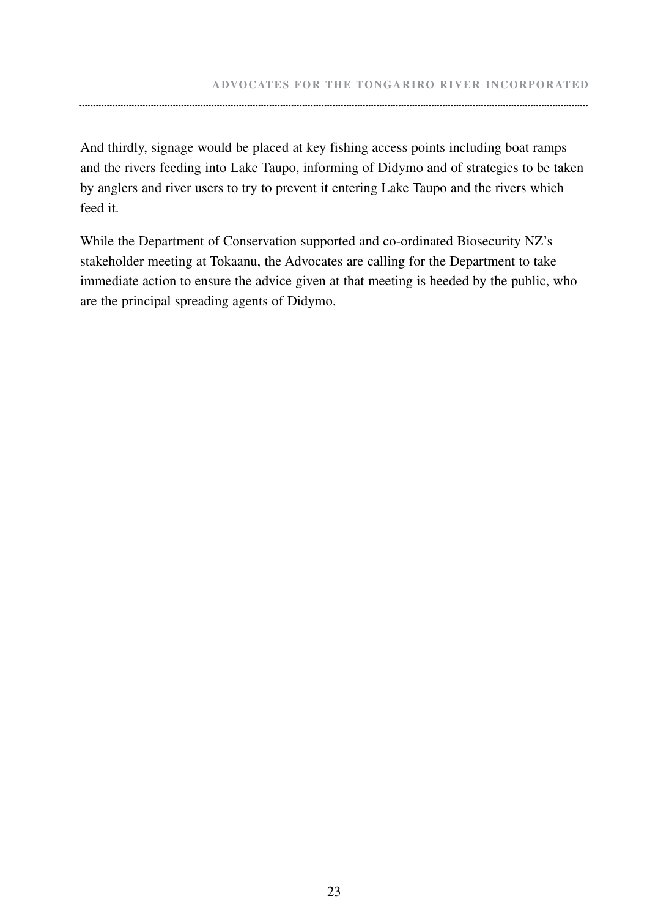And thirdly, signage would be placed at key fishing access points including boat ramps and the rivers feeding into Lake Taupo, informing of Didymo and of strategies to be taken by anglers and river users to try to prevent it entering Lake Taupo and the rivers which feed it.

While the Department of Conservation supported and co-ordinated Biosecurity NZ's stakeholder meeting at Tokaanu, the Advocates are calling for the Department to take immediate action to ensure the advice given at that meeting is heeded by the public, who are the principal spreading agents of Didymo.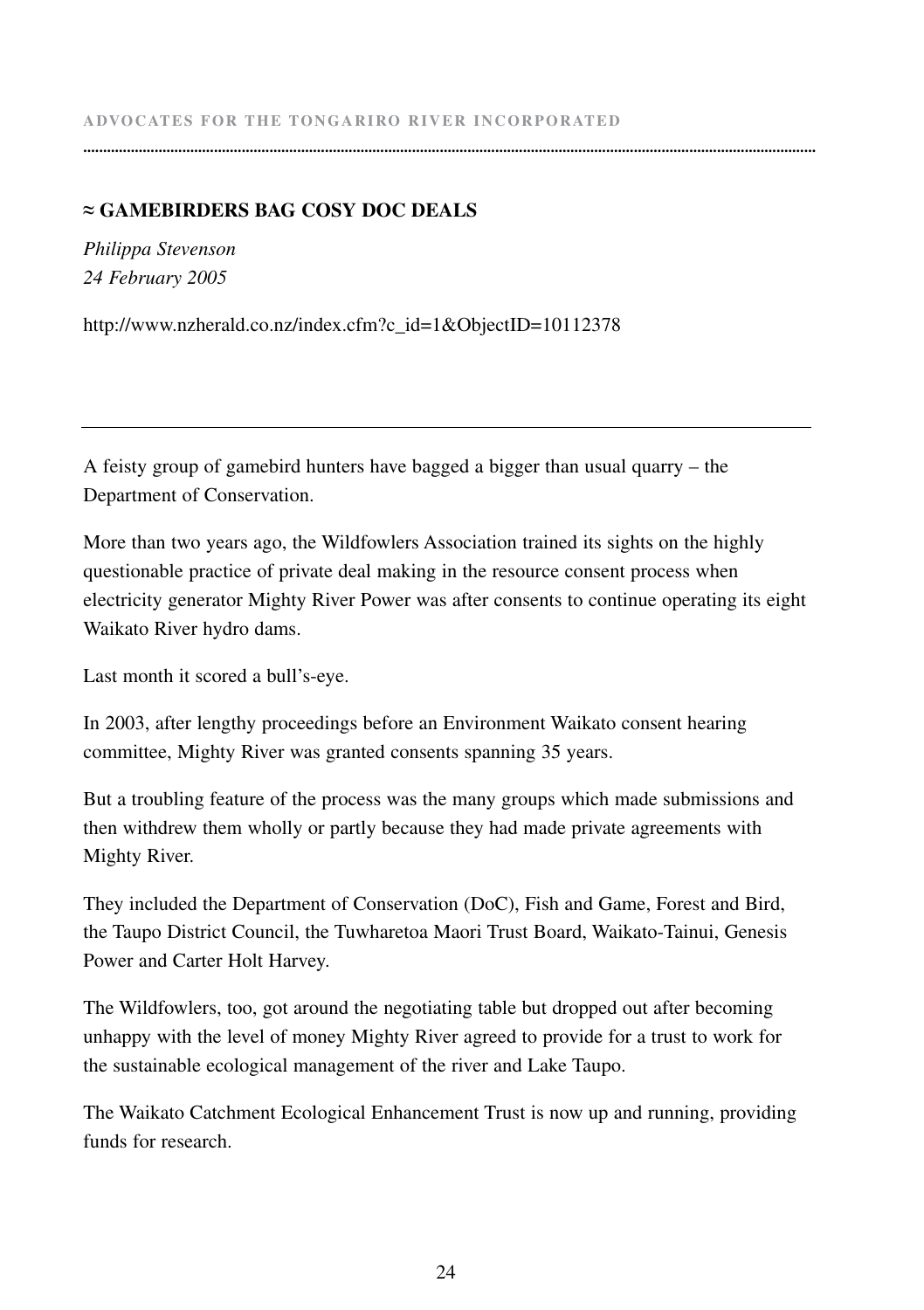## ≈ GAMEBIRDERS BAG COSY DOC DEALS

*Philippa Stevenson*
*24 February 2005*

http://www.nzherald.co.nz/index.cfm?c_id=1&ObjectID=10112378

---

A feisty group of gamebird hunters have bagged a bigger than usual quarry – the Department of Conservation.

More than two years ago, the Wildfowlers Association trained its sights on the highly questionable practice of private deal making in the resource consent process when electricity generator Mighty River Power was after consents to continue operating its eight Waikato River hydro dams.

Last month it scored a bull's-eye.

In 2003, after lengthy proceedings before an Environment Waikato consent hearing committee, Mighty River was granted consents spanning 35 years.

But a troubling feature of the process was the many groups which made submissions and then withdrew them wholly or partly because they had made private agreements with Mighty River.

They included the Department of Conservation (DoC), Fish and Game, Forest and Bird, the Taupo District Council, the Tuwharetoa Maori Trust Board, Waikato-Tainui, Genesis Power and Carter Holt Harvey.

The Wildfowlers, too, got around the negotiating table but dropped out after becoming unhappy with the level of money Mighty River agreed to provide for a trust to work for the sustainable ecological management of the river and Lake Taupo.

The Waikato Catchment Ecological Enhancement Trust is now up and running, providing funds for research.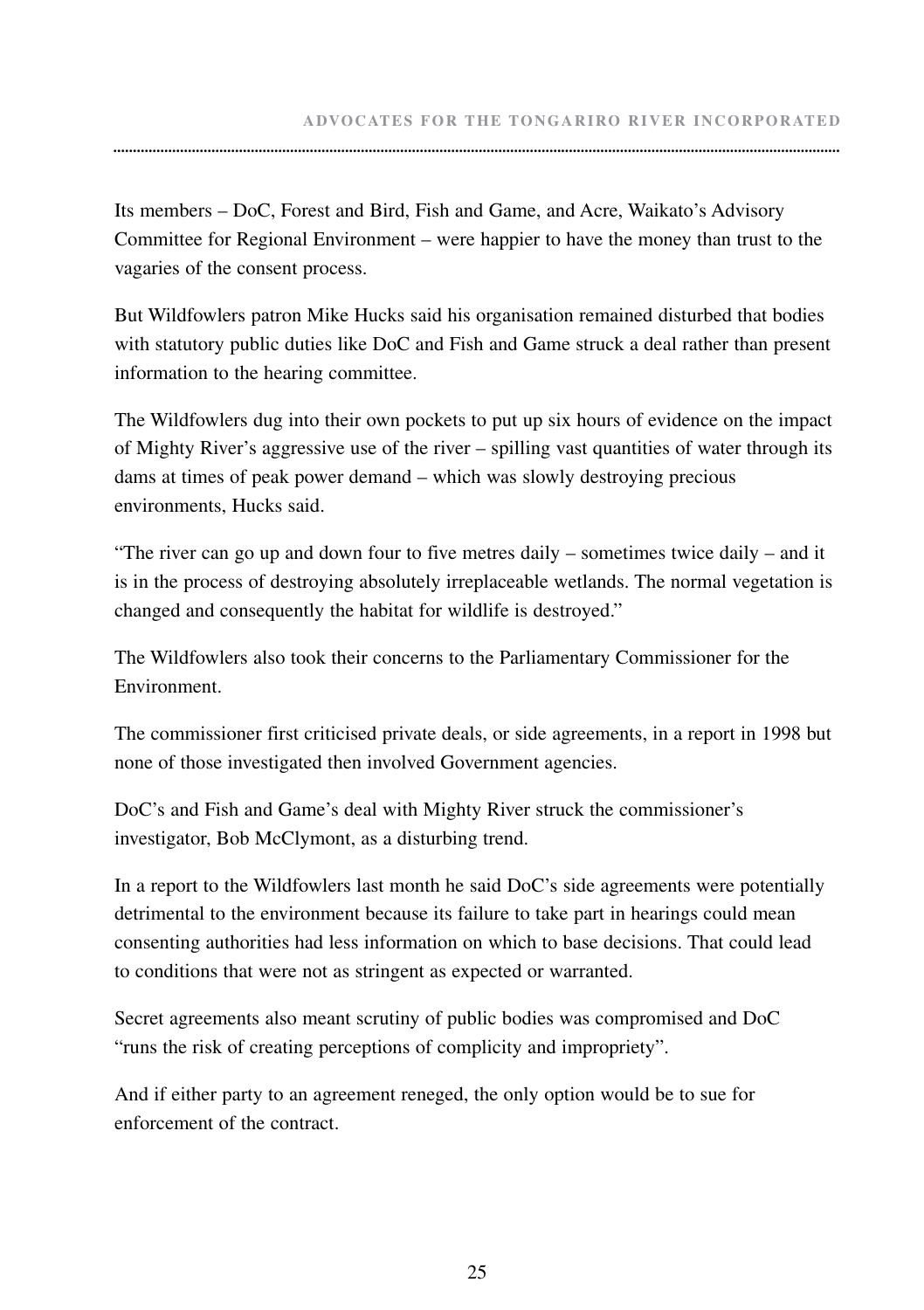Its members – DoC, Forest and Bird, Fish and Game, and Acre, Waikato's Advisory Committee for Regional Environment – were happier to have the money than trust to the vagaries of the consent process.

But Wildfowlers patron Mike Hucks said his organisation remained disturbed that bodies with statutory public duties like DoC and Fish and Game struck a deal rather than present information to the hearing committee.

The Wildfowlers dug into their own pockets to put up six hours of evidence on the impact of Mighty River's aggressive use of the river – spilling vast quantities of water through its dams at times of peak power demand – which was slowly destroying precious environments, Hucks said.

"The river can go up and down four to five metres daily – sometimes twice daily – and it is in the process of destroying absolutely irreplaceable wetlands. The normal vegetation is changed and consequently the habitat for wildlife is destroyed."

The Wildfowlers also took their concerns to the Parliamentary Commissioner for the Environment.

The commissioner first criticised private deals, or side agreements, in a report in 1998 but none of those investigated then involved Government agencies.

DoC's and Fish and Game's deal with Mighty River struck the commissioner's investigator, Bob McClymont, as a disturbing trend.

In a report to the Wildfowlers last month he said DoC's side agreements were potentially detrimental to the environment because its failure to take part in hearings could mean consenting authorities had less information on which to base decisions. That could lead to conditions that were not as stringent as expected or warranted.

Secret agreements also meant scrutiny of public bodies was compromised and DoC "runs the risk of creating perceptions of complicity and impropriety".

And if either party to an agreement reneged, the only option would be to sue for enforcement of the contract.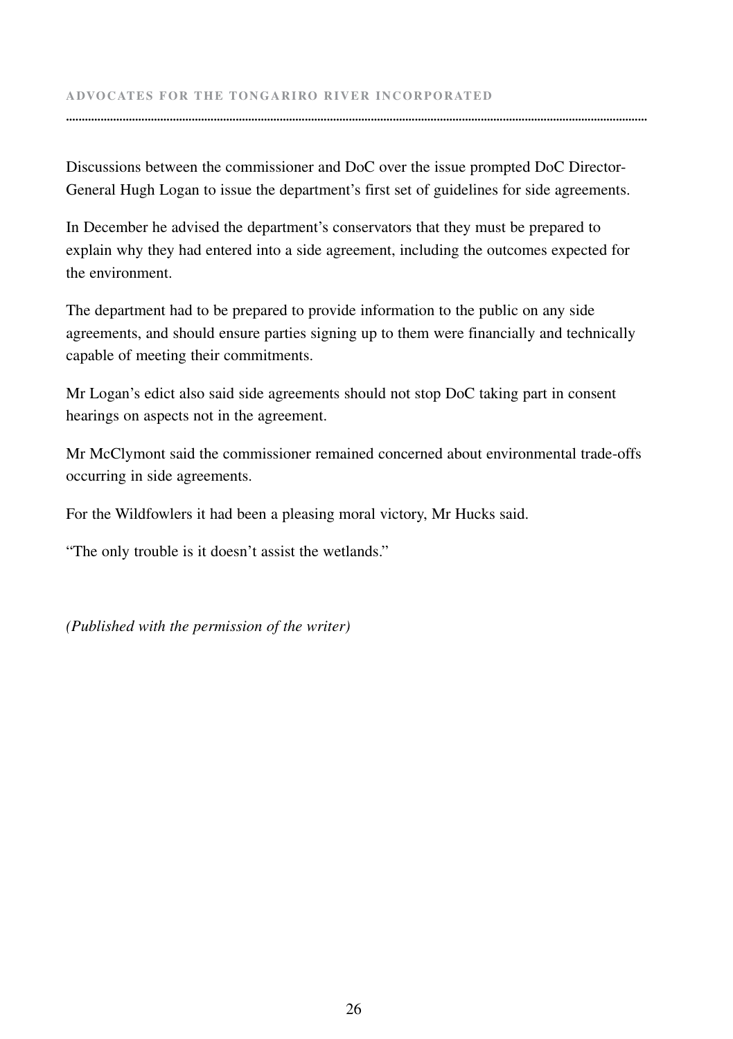Discussions between the commissioner and DoC over the issue prompted DoC Director-General Hugh Logan to issue the department's first set of guidelines for side agreements.

In December he advised the department's conservators that they must be prepared to explain why they had entered into a side agreement, including the outcomes expected for the environment.

The department had to be prepared to provide information to the public on any side agreements, and should ensure parties signing up to them were financially and technically capable of meeting their commitments.

Mr Logan's edict also said side agreements should not stop DoC taking part in consent hearings on aspects not in the agreement.

Mr McClymont said the commissioner remained concerned about environmental trade-offs occurring in side agreements.

For the Wildfowlers it had been a pleasing moral victory, Mr Hucks said.

"The only trouble is it doesn't assist the wetlands."

*(Published with the permission of the writer)*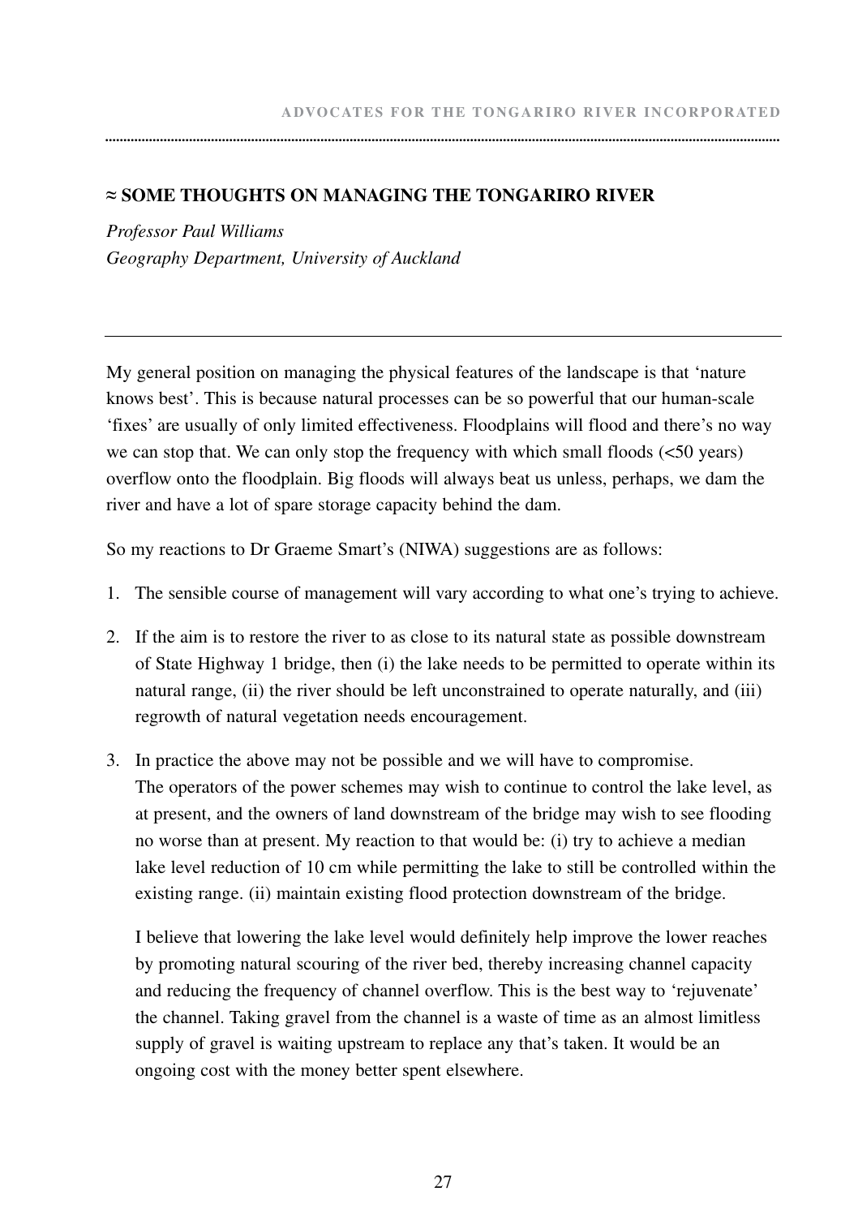## ≈ SOME THOUGHTS ON MANAGING THE TONGARIRO RIVER

*Professor Paul Williams*
*Geography Department, University of Auckland*

---

My general position on managing the physical features of the landscape is that 'nature knows best'. This is because natural processes can be so powerful that our human-scale 'fixes' are usually of only limited effectiveness. Floodplains will flood and there's no way we can stop that. We can only stop the frequency with which small floods (<50 years) overflow onto the floodplain. Big floods will always beat us unless, perhaps, we dam the river and have a lot of spare storage capacity behind the dam.

So my reactions to Dr Graeme Smart's (NIWA) suggestions are as follows:

1. The sensible course of management will vary according to what one's trying to achieve.
2. If the aim is to restore the river to as close to its natural state as possible downstream of State Highway 1 bridge, then (i) the lake needs to be permitted to operate within its natural range, (ii) the river should be left unconstrained to operate naturally, and (iii) regrowth of natural vegetation needs encouragement.
3. In practice the above may not be possible and we will have to compromise. The operators of the power schemes may wish to continue to control the lake level, as at present, and the owners of land downstream of the bridge may wish to see flooding no worse than at present. My reaction to that would be: (i) try to achieve a median lake level reduction of 10 cm while permitting the lake to still be controlled within the existing range. (ii) maintain existing flood protection downstream of the bridge.

   I believe that lowering the lake level would definitely help improve the lower reaches by promoting natural scouring of the river bed, thereby increasing channel capacity and reducing the frequency of channel overflow. This is the best way to 'rejuvenate' the channel. Taking gravel from the channel is a waste of time as an almost limitless supply of gravel is waiting upstream to replace any that's taken. It would be an ongoing cost with the money better spent elsewhere.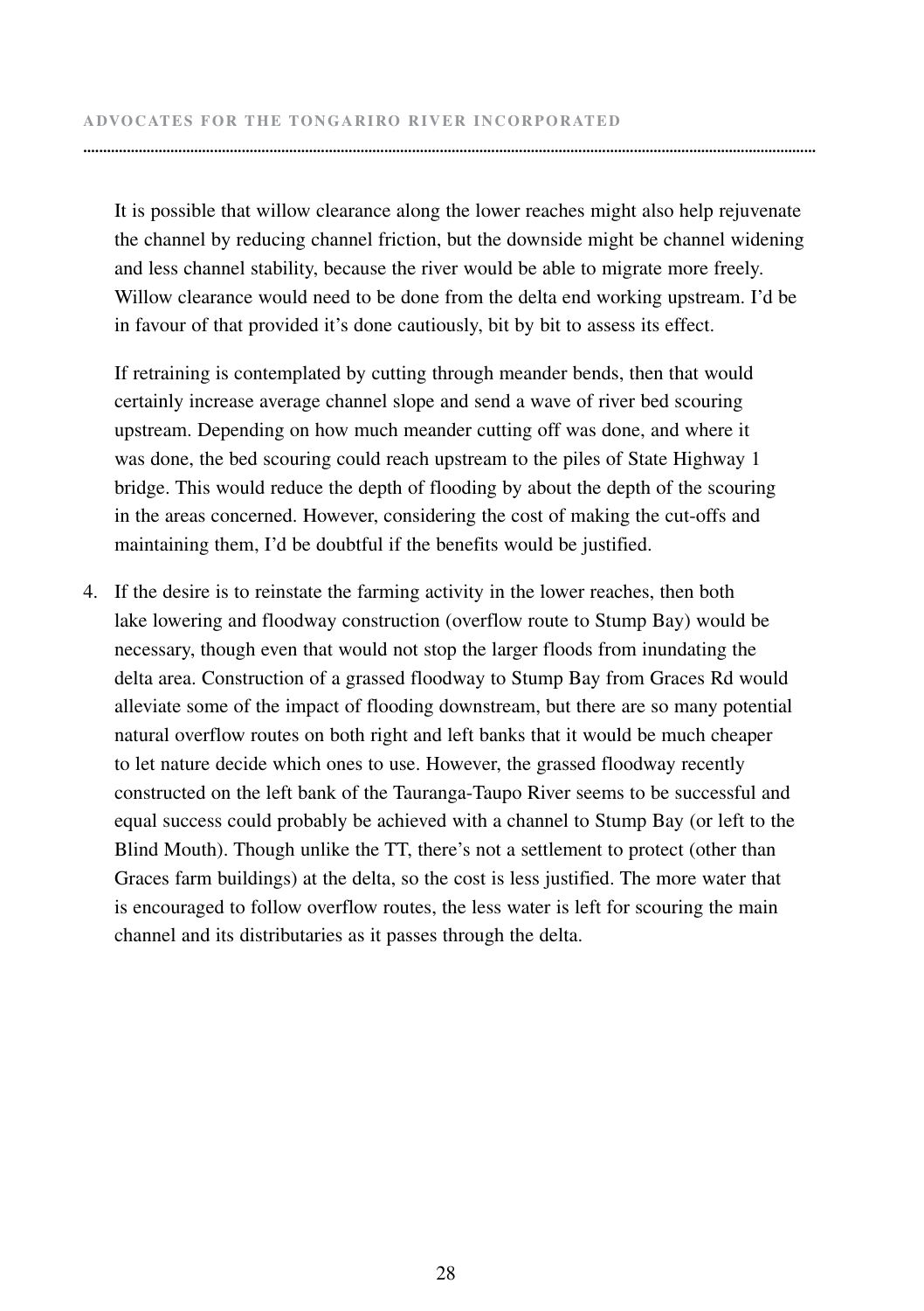It is possible that willow clearance along the lower reaches might also help rejuvenate the channel by reducing channel friction, but the downside might be channel widening and less channel stability, because the river would be able to migrate more freely. Willow clearance would need to be done from the delta end working upstream. I'd be in favour of that provided it's done cautiously, bit by bit to assess its effect.

If retraining is contemplated by cutting through meander bends, then that would certainly increase average channel slope and send a wave of river bed scouring upstream. Depending on how much meander cutting off was done, and where it was done, the bed scouring could reach upstream to the piles of State Highway 1 bridge. This would reduce the depth of flooding by about the depth of the scouring in the areas concerned. However, considering the cost of making the cut-offs and maintaining them, I'd be doubtful if the benefits would be justified.

4. If the desire is to reinstate the farming activity in the lower reaches, then both lake lowering and floodway construction (overflow route to Stump Bay) would be necessary, though even that would not stop the larger floods from inundating the delta area. Construction of a grassed floodway to Stump Bay from Graces Rd would alleviate some of the impact of flooding downstream, but there are so many potential natural overflow routes on both right and left banks that it would be much cheaper to let nature decide which ones to use. However, the grassed floodway recently constructed on the left bank of the Tauranga-Taupo River seems to be successful and equal success could probably be achieved with a channel to Stump Bay (or left to the Blind Mouth). Though unlike the TT, there's not a settlement to protect (other than Graces farm buildings) at the delta, so the cost is less justified. The more water that is encouraged to follow overflow routes, the less water is left for scouring the main channel and its distributaries as it passes through the delta.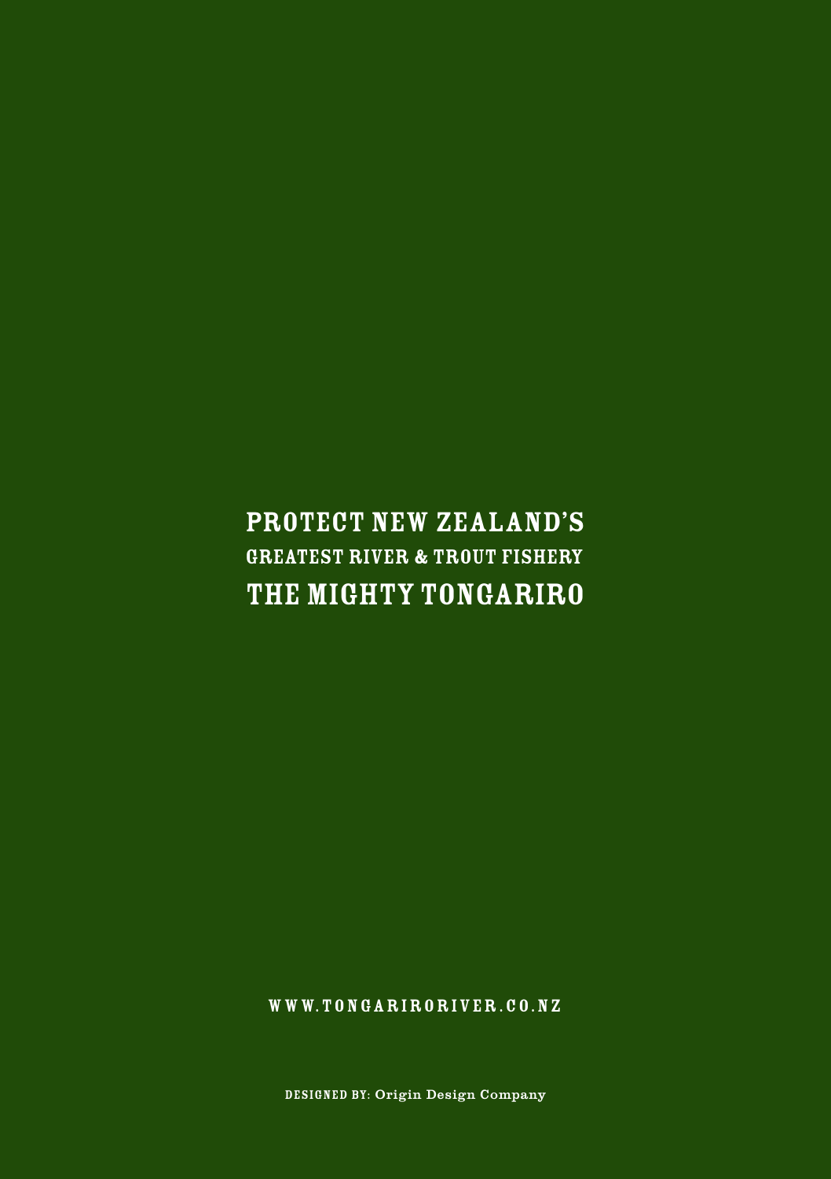# PROTECT NEW ZEALAND'S

## GREATEST RIVER & TROUT FISHERY

# THE MIGHTY TONGARIRO

WWW.TONGARIRORIVER.CO.NZ

DESIGNED BY: Origin Design Company